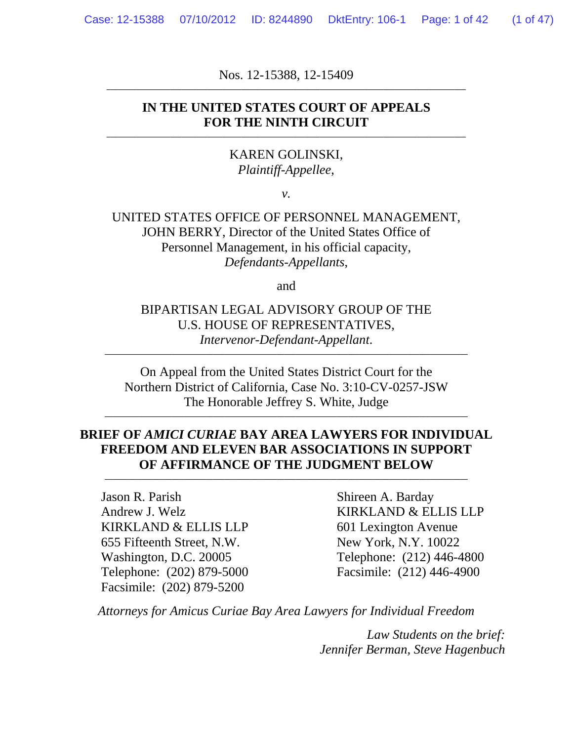Nos. 12-15388, 12-15409

---

**IN THE UNITED STATES COURT OF APPEALS**
**FOR THE NINTH CIRCUIT**

---

KAREN GOLINSKI,
*Plaintiff-Appellee*,

*v.*

UNITED STATES OFFICE OF PERSONNEL MANAGEMENT,
JOHN BERRY, Director of the United States Office of Personnel Management, in his official capacity,
*Defendants-Appellants*,

and

BIPARTISAN LEGAL ADVISORY GROUP OF THE U.S. HOUSE OF REPRESENTATIVES,
*Intervenor-Defendant-Appellant*.

---

On Appeal from the United States District Court for the Northern District of California, Case No. 3:10-CV-0257-JSW
The Honorable Jeffrey S. White, Judge

---

**BRIEF OF *AMICI CURIAE* BAY AREA LAWYERS FOR INDIVIDUAL FREEDOM AND ELEVEN BAR ASSOCIATIONS IN SUPPORT OF AFFIRMANCE OF THE JUDGMENT BELOW**

---

Jason R. Parish
Andrew J. Welz
KIRKLAND & ELLIS LLP
655 Fifteenth Street, N.W.
Washington, D.C. 20005
Telephone: (202) 879-5000
Facsimile: (202) 879-5200

Shireen A. Barday
KIRKLAND & ELLIS LLP
601 Lexington Avenue
New York, N.Y. 10022
Telephone: (212) 446-4800
Facsimile: (212) 446-4900

*Attorneys for Amicus Curiae Bay Area Lawyers for Individual Freedom*

*Law Students on the brief:*
*Jennifer Berman, Steve Hagenbuch*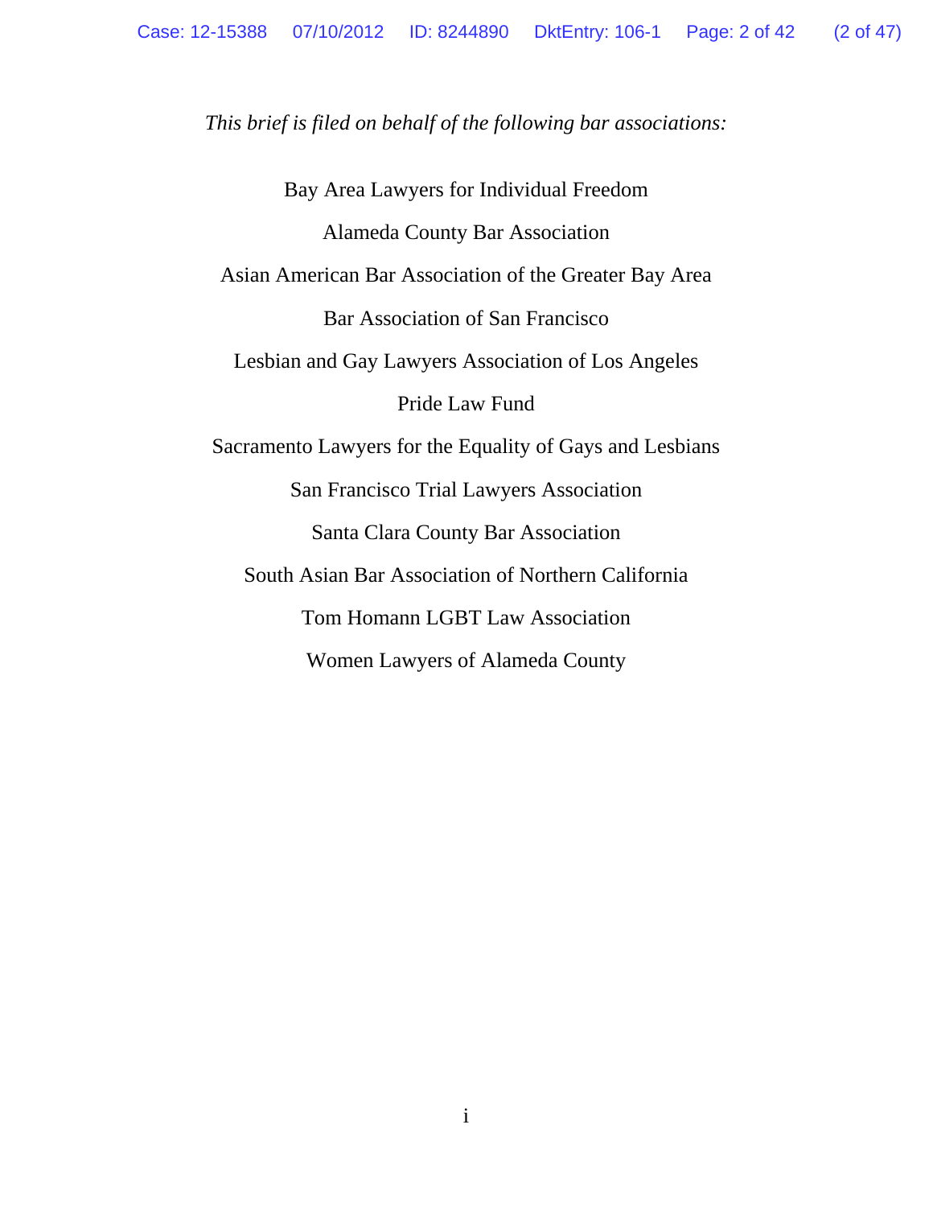*This brief is filed on behalf of the following bar associations:*

Bay Area Lawyers for Individual Freedom

Alameda County Bar Association

Asian American Bar Association of the Greater Bay Area

Bar Association of San Francisco

Lesbian and Gay Lawyers Association of Los Angeles

Pride Law Fund

Sacramento Lawyers for the Equality of Gays and Lesbians

San Francisco Trial Lawyers Association

Santa Clara County Bar Association

South Asian Bar Association of Northern California

Tom Homann LGBT Law Association

Women Lawyers of Alameda County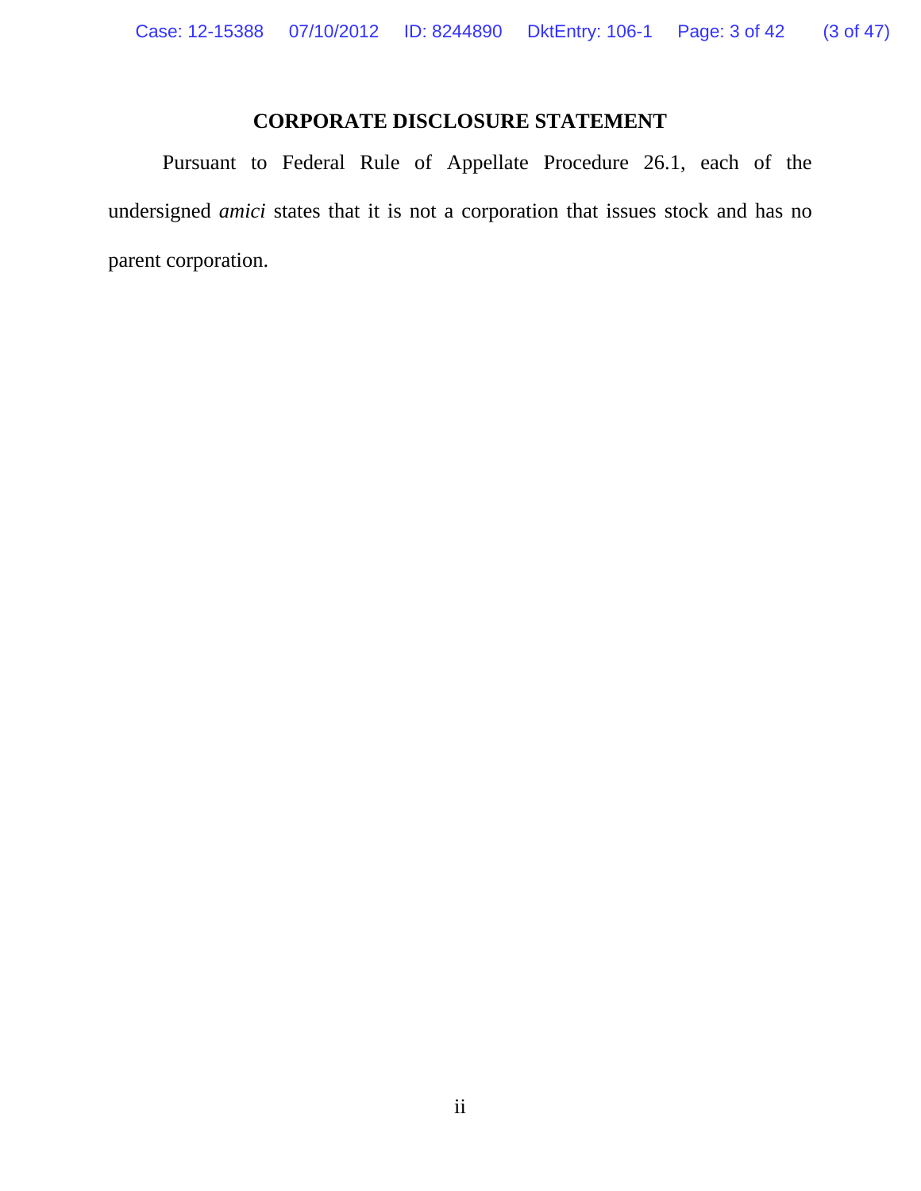## CORPORATE DISCLOSURE STATEMENT

Pursuant to Federal Rule of Appellate Procedure 26.1, each of the undersigned *amici* states that it is not a corporation that issues stock and has no parent corporation.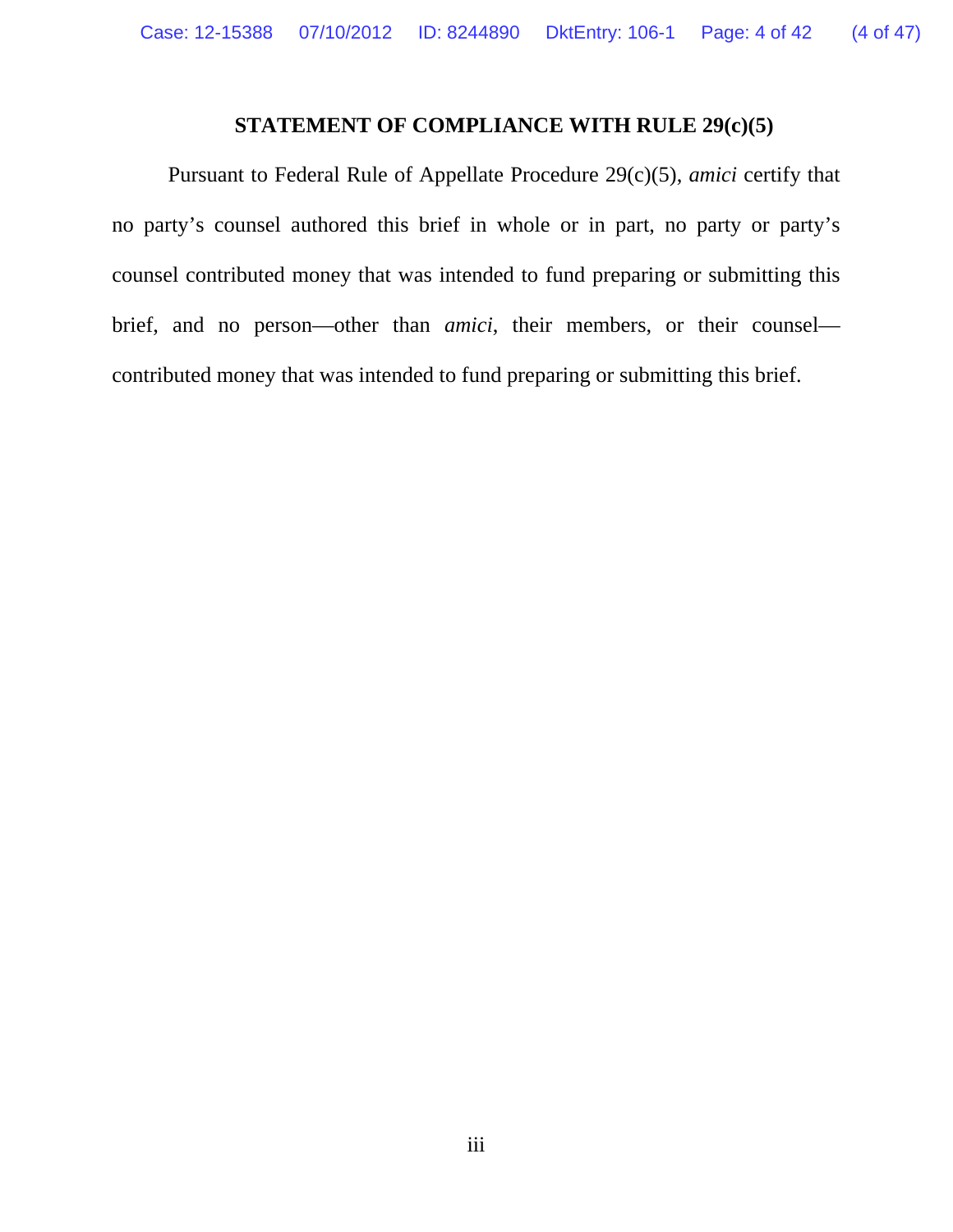## STATEMENT OF COMPLIANCE WITH RULE 29(c)(5)

Pursuant to Federal Rule of Appellate Procedure 29(c)(5), *amici* certify that no party's counsel authored this brief in whole or in part, no party or party's counsel contributed money that was intended to fund preparing or submitting this brief, and no person—other than *amici*, their members, or their counsel—contributed money that was intended to fund preparing or submitting this brief.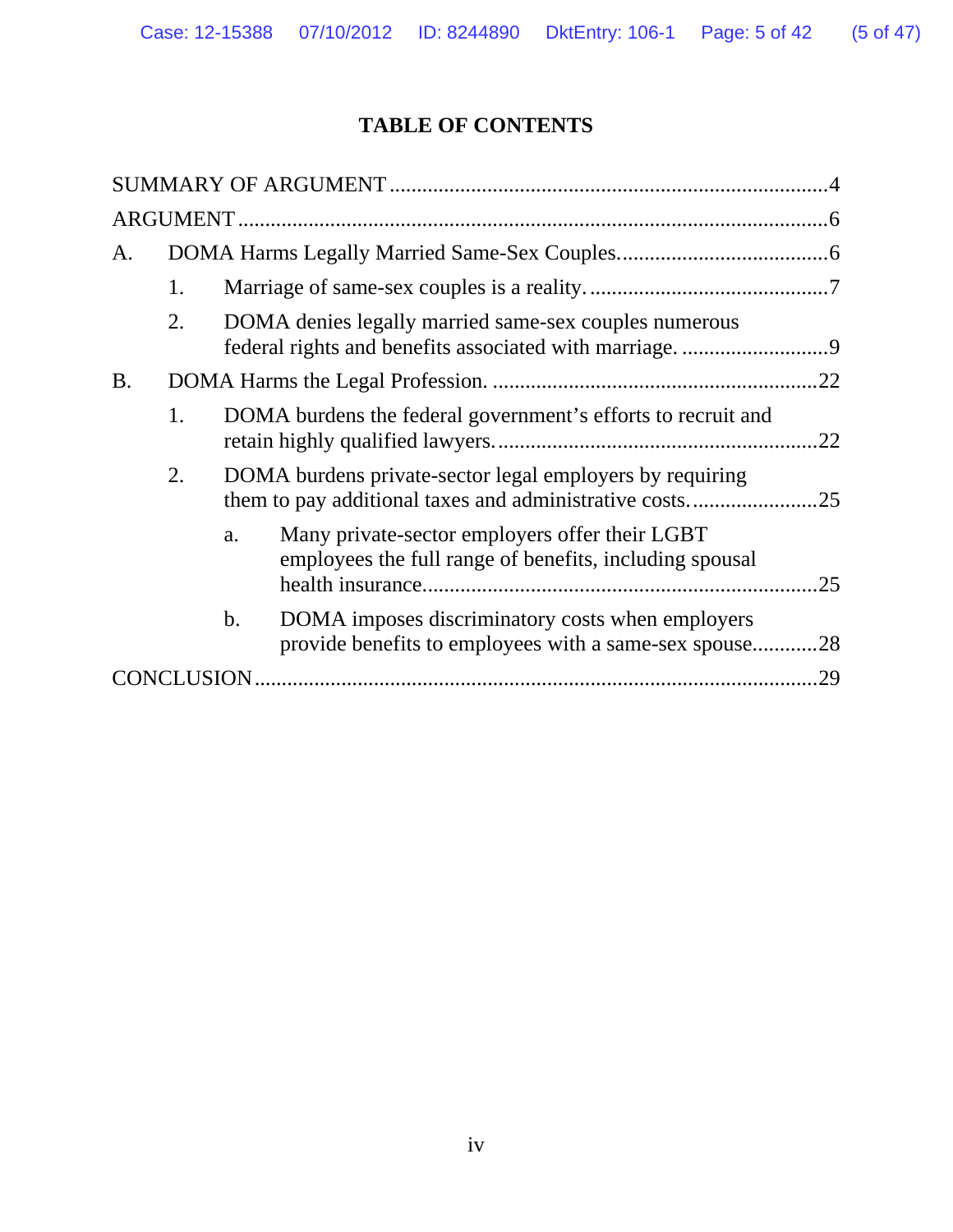# TABLE OF CONTENTS

SUMMARY OF ARGUMENT ....................................................................................4

ARGUMENT ..........................................................................................................6

A. DOMA Harms Legally Married Same-Sex Couples.......................................6

  1. Marriage of same-sex couples is a reality. ............................................7

  2. DOMA denies legally married same-sex couples numerous federal rights and benefits associated with marriage. ............................9

B. DOMA Harms the Legal Profession. ...........................................................22

  1. DOMA burdens the federal government's efforts to recruit and retain highly qualified lawyers. ..........................................................22

  2. DOMA burdens private-sector legal employers by requiring them to pay additional taxes and administrative costs. .......................25

    a. Many private-sector employers offer their LGBT employees the full range of benefits, including spousal health insurance........................................................................25

    b. DOMA imposes discriminatory costs when employers provide benefits to employees with a same-sex spouse............28

CONCLUSION .....................................................................................................29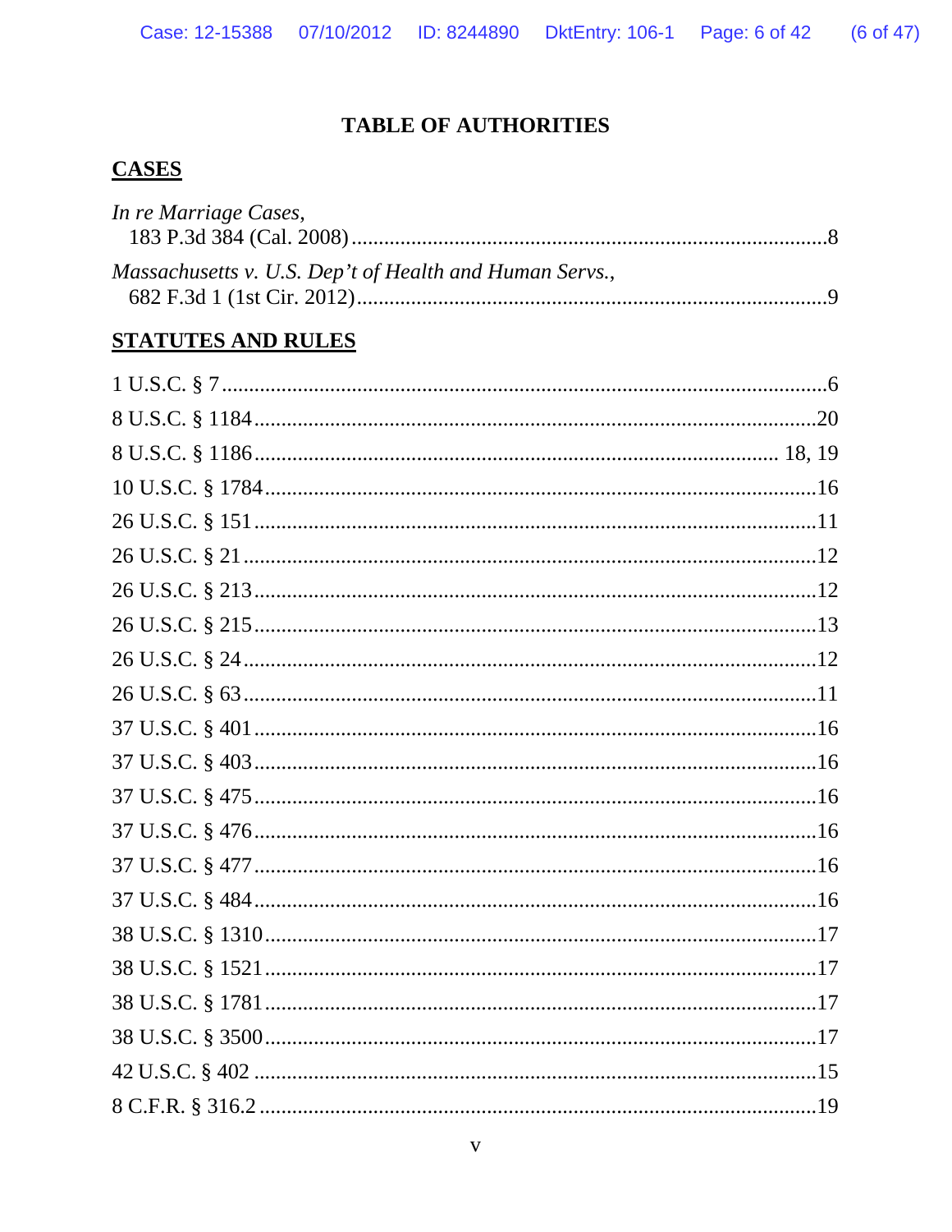# TABLE OF AUTHORITIES

## CASES

*In re Marriage Cases*,
183 P.3d 384 (Cal. 2008) ........................................................................................8

*Massachusetts v. U.S. Dep't of Health and Human Servs.*,
682 F.3d 1 (1st Cir. 2012) .......................................................................................9

## STATUTES AND RULES

1 U.S.C. § 7 ..............................................................................................................6

8 U.S.C. § 1184 .......................................................................................................20

8 U.S.C. § 1186 ................................................................................................ 18, 19

10 U.S.C. § 1784 .....................................................................................................16

26 U.S.C. § 151 .......................................................................................................11

26 U.S.C. § 21 .........................................................................................................12

26 U.S.C. § 213 .......................................................................................................12

26 U.S.C. § 215 .......................................................................................................13

26 U.S.C. § 24 .........................................................................................................12

26 U.S.C. § 63 .........................................................................................................11

37 U.S.C. § 401 .......................................................................................................16

37 U.S.C. § 403 .......................................................................................................16

37 U.S.C. § 475 .......................................................................................................16

37 U.S.C. § 476 .......................................................................................................16

37 U.S.C. § 477 .......................................................................................................16

37 U.S.C. § 484 .......................................................................................................16

38 U.S.C. § 1310 .....................................................................................................17

38 U.S.C. § 1521 .....................................................................................................17

38 U.S.C. § 1781 .....................................................................................................17

38 U.S.C. § 3500 .....................................................................................................17

42 U.S.C. § 402 .......................................................................................................15

8 C.F.R. § 316.2 ......................................................................................................19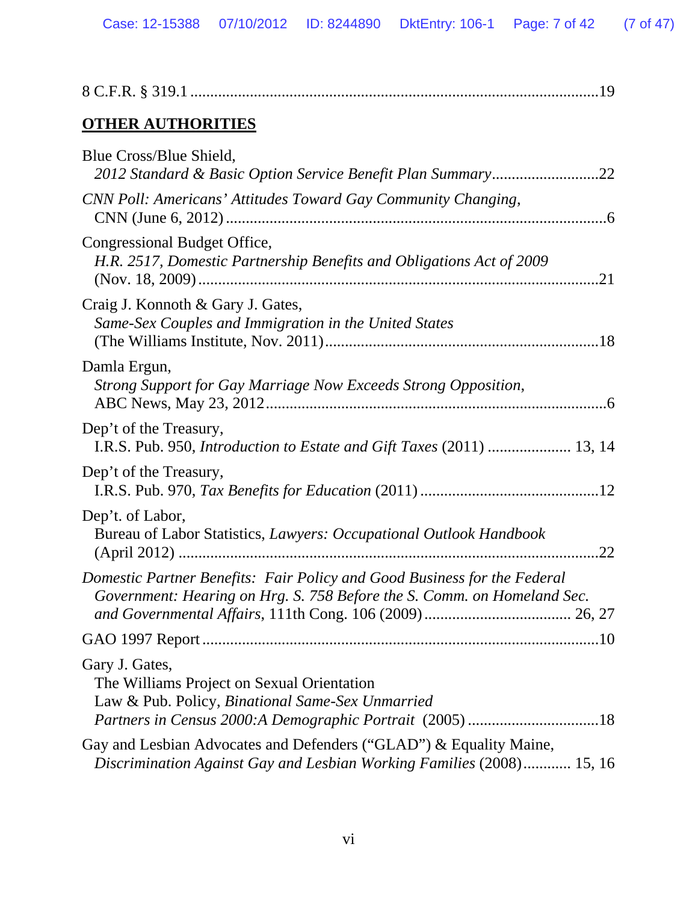8 C.F.R. § 319.1 ....................................................................................................19

**OTHER AUTHORITIES**

Blue Cross/Blue Shield,
*2012 Standard & Basic Option Service Benefit Plan Summary*...........................22

*CNN Poll: Americans' Attitudes Toward Gay Community Changing*,
CNN (June 6, 2012) ..................................................................................................6

Congressional Budget Office,
*H.R. 2517, Domestic Partnership Benefits and Obligations Act of 2009*
(Nov. 18, 2009) .....................................................................................................21

Craig J. Konnoth & Gary J. Gates,
*Same-Sex Couples and Immigration in the United States*
(The Williams Institute, Nov. 2011).....................................................................18

Damla Ergun,
*Strong Support for Gay Marriage Now Exceeds Strong Opposition*,
ABC News, May 23, 2012 .......................................................................................6

Dep't of the Treasury,
I.R.S. Pub. 950, *Introduction to Estate and Gift Taxes* (2011) ..................... 13, 14

Dep't of the Treasury,
I.R.S. Pub. 970, *Tax Benefits for Education* (2011) .............................................12

Dep't. of Labor,
Bureau of Labor Statistics, *Lawyers: Occupational Outlook Handbook*
(April 2012) ..........................................................................................................22

*Domestic Partner Benefits: Fair Policy and Good Business for the Federal Government: Hearing on Hrg. S. 758 Before the S. Comm. on Homeland Sec. and Governmental Affairs*, 111th Cong. 106 (2009) ..................................... 26, 27

GAO 1997 Report .....................................................................................................10

Gary J. Gates,
The Williams Project on Sexual Orientation
Law & Pub. Policy, *Binational Same-Sex Unmarried Partners in Census 2000:A Demographic Portrait* (2005) .................................18

Gay and Lesbian Advocates and Defenders ("GLAD") & Equality Maine,
*Discrimination Against Gay and Lesbian Working Families* (2008)............ 15, 16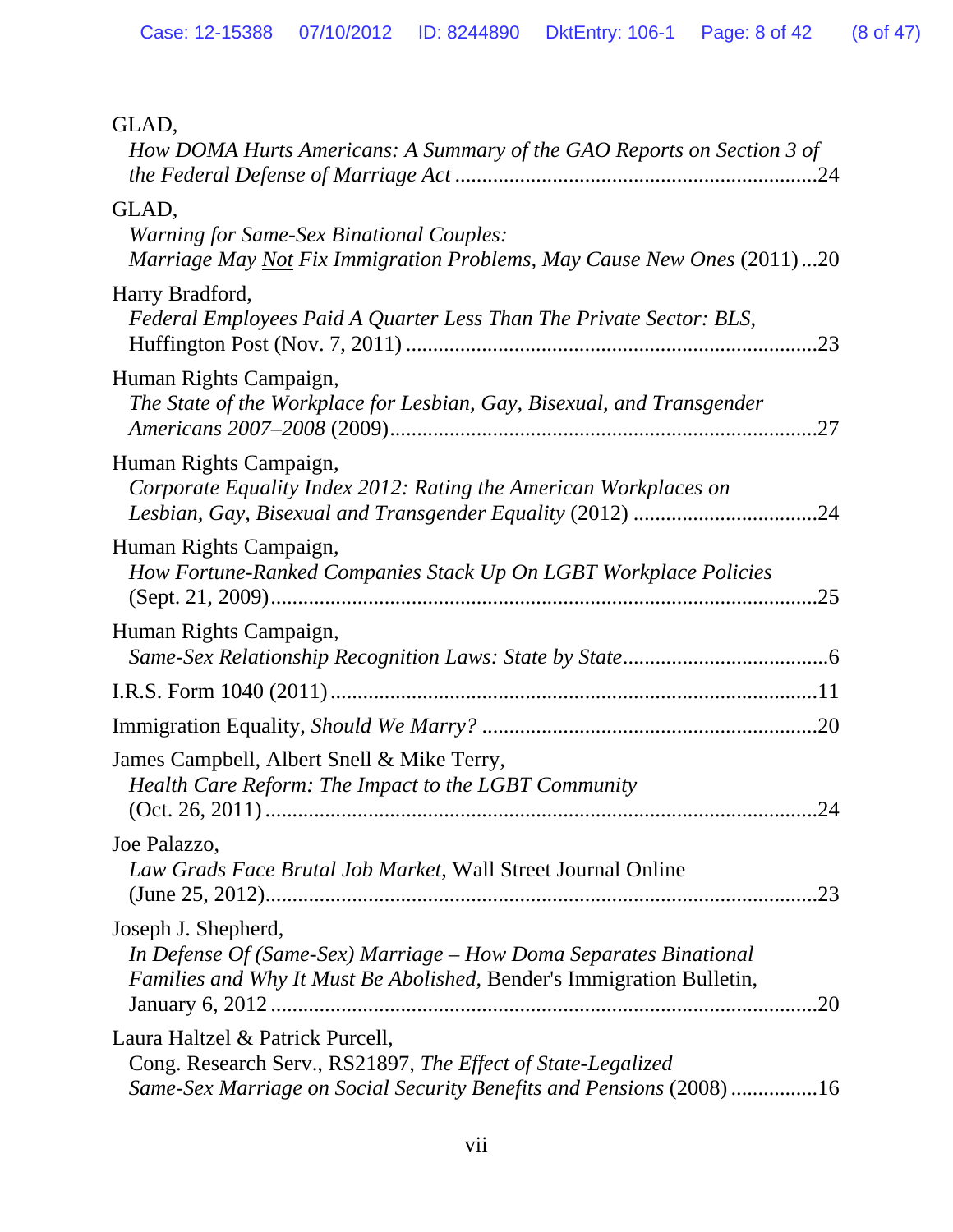GLAD,
*How DOMA Hurts Americans: A Summary of the GAO Reports on Section 3 of the Federal Defense of Marriage Act* ....................................................................24

GLAD,
*Warning for Same-Sex Binational Couples: Marriage May Not Fix Immigration Problems, May Cause New Ones* (2011)...20

Harry Bradford,
*Federal Employees Paid A Quarter Less Than The Private Sector: BLS*, Huffington Post (Nov. 7, 2011) ............................................................................23

Human Rights Campaign,
*The State of the Workplace for Lesbian, Gay, Bisexual, and Transgender Americans 2007–2008* (2009)...............................................................................27

Human Rights Campaign,
*Corporate Equality Index 2012: Rating the American Workplaces on Lesbian, Gay, Bisexual and Transgender Equality* (2012) ..................................24

Human Rights Campaign,
*How Fortune-Ranked Companies Stack Up On LGBT Workplace Policies* (Sept. 21, 2009).....................................................................................................25

Human Rights Campaign,
*Same-Sex Relationship Recognition Laws: State by State*......................................6

I.R.S. Form 1040 (2011)..........................................................................................11

Immigration Equality, *Should We Marry?* .............................................................20

James Campbell, Albert Snell & Mike Terry,
*Health Care Reform: The Impact to the LGBT Community* (Oct. 26, 2011).......................................................................................................24

Joe Palazzo,
*Law Grads Face Brutal Job Market*, Wall Street Journal Online (June 25, 2012)......................................................................................................23

Joseph J. Shepherd,
*In Defense Of (Same-Sex) Marriage – How Doma Separates Binational Families and Why It Must Be Abolished*, Bender's Immigration Bulletin, January 6, 2012 ......................................................................................................20

Laura Haltzel & Patrick Purcell,
Cong. Research Serv., RS21897, *The Effect of State-Legalized Same-Sex Marriage on Social Security Benefits and Pensions* (2008) ................16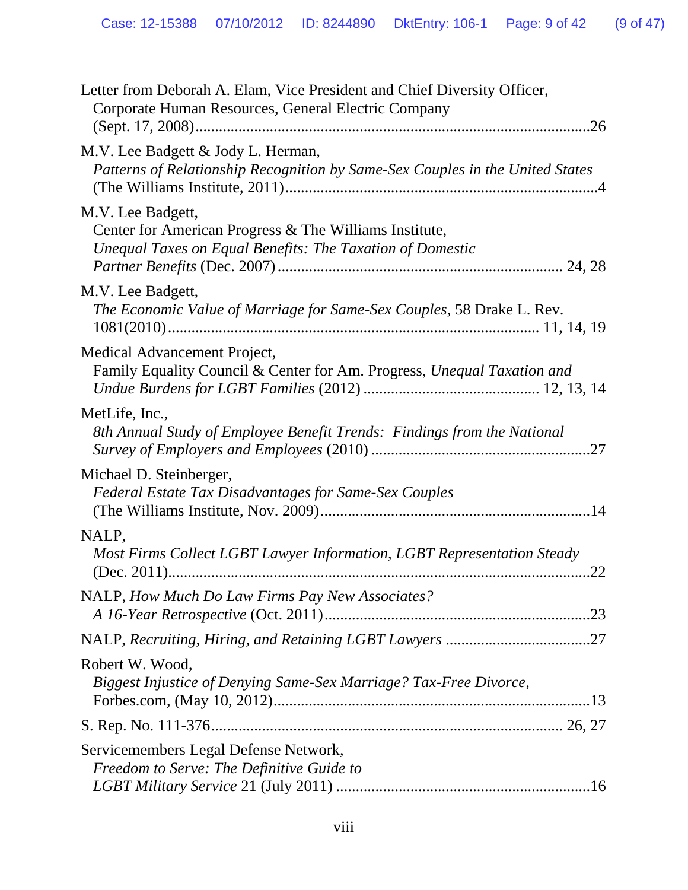Letter from Deborah A. Elam, Vice President and Chief Diversity Officer, Corporate Human Resources, General Electric Company (Sept. 17, 2008)....................................................................................................26

M.V. Lee Badgett & Jody L. Herman, *Patterns of Relationship Recognition by Same-Sex Couples in the United States* (The Williams Institute, 2011)..............................................................................4

M.V. Lee Badgett, Center for American Progress & The Williams Institute, *Unequal Taxes on Equal Benefits: The Taxation of Domestic Partner Benefits* (Dec. 2007)........................................................................ 24, 28

M.V. Lee Badgett, *The Economic Value of Marriage for Same-Sex Couples*, 58 Drake L. Rev. 1081(2010)........................................................................................... 11, 14, 19

Medical Advancement Project, Family Equality Council & Center for Am. Progress, *Unequal Taxation and Undue Burdens for LGBT Families* (2012) ............................................ 12, 13, 14

MetLife, Inc., *8th Annual Study of Employee Benefit Trends: Findings from the National Survey of Employers and Employees* (2010) .......................................................27

Michael D. Steinberger, *Federal Estate Tax Disadvantages for Same-Sex Couples* (The Williams Institute, Nov. 2009)....................................................................14

NALP, *Most Firms Collect LGBT Lawyer Information, LGBT Representation Steady* (Dec. 2011)..........................................................................................................22

NALP, *How Much Do Law Firms Pay New Associates? A 16-Year Retrospective* (Oct. 2011)..................................................................23

NALP, *Recruiting, Hiring, and Retaining LGBT Lawyers* .....................................27

Robert W. Wood, *Biggest Injustice of Denying Same-Sex Marriage? Tax-Free Divorce*, Forbes.com, (May 10, 2012)................................................................................13

S. Rep. No. 111-376........................................................................................ 26, 27

Servicemembers Legal Defense Network, *Freedom to Serve: The Definitive Guide to LGBT Military Service* 21 (July 2011) ................................................................16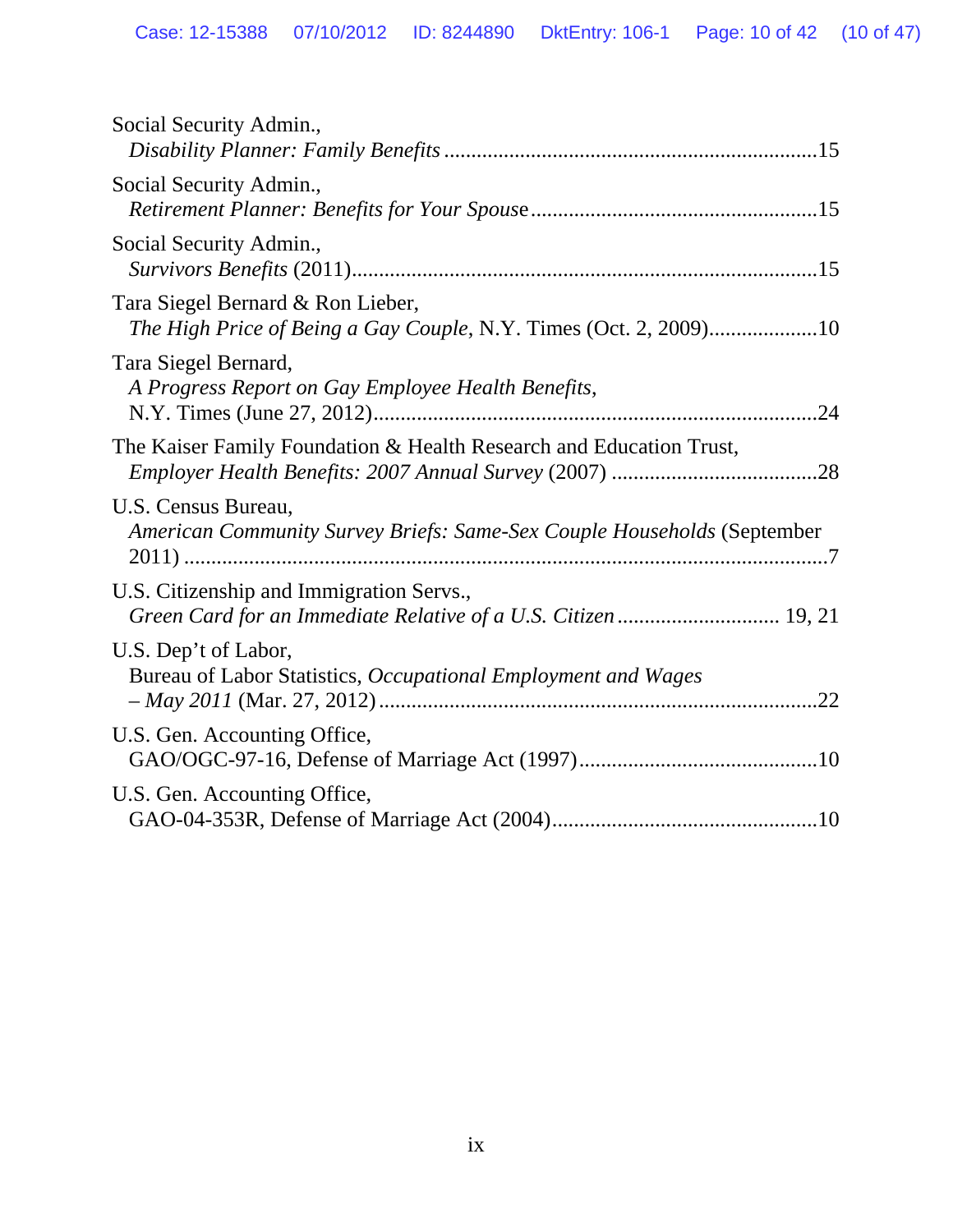Social Security Admin.,
*Disability Planner: Family Benefits* .................................................................15

Social Security Admin.,
*Retirement Planner: Benefits for Your Spouse*..................................................15

Social Security Admin.,
*Survivors Benefits* (2011)...................................................................................15

Tara Siegel Bernard & Ron Lieber,
*The High Price of Being a Gay Couple*, N.Y. Times (Oct. 2, 2009)...................10

Tara Siegel Bernard,
*A Progress Report on Gay Employee Health Benefits*,
N.Y. Times (June 27, 2012)................................................................................24

The Kaiser Family Foundation & Health Research and Education Trust,
*Employer Health Benefits: 2007 Annual Survey* (2007) .....................................28

U.S. Census Bureau,
*American Community Survey Briefs: Same-Sex Couple Households* (September 2011) ......................................................................................................................7

U.S. Citizenship and Immigration Servs.,
*Green Card for an Immediate Relative of a U.S. Citizen* ............................. 19, 21

U.S. Dep't of Labor,
Bureau of Labor Statistics, *Occupational Employment and Wages – May 2011* (Mar. 27, 2012) ...............................................................................22

U.S. Gen. Accounting Office,
GAO/OGC-97-16, Defense of Marriage Act (1997)...........................................10

U.S. Gen. Accounting Office,
GAO-04-353R, Defense of Marriage Act (2004)................................................10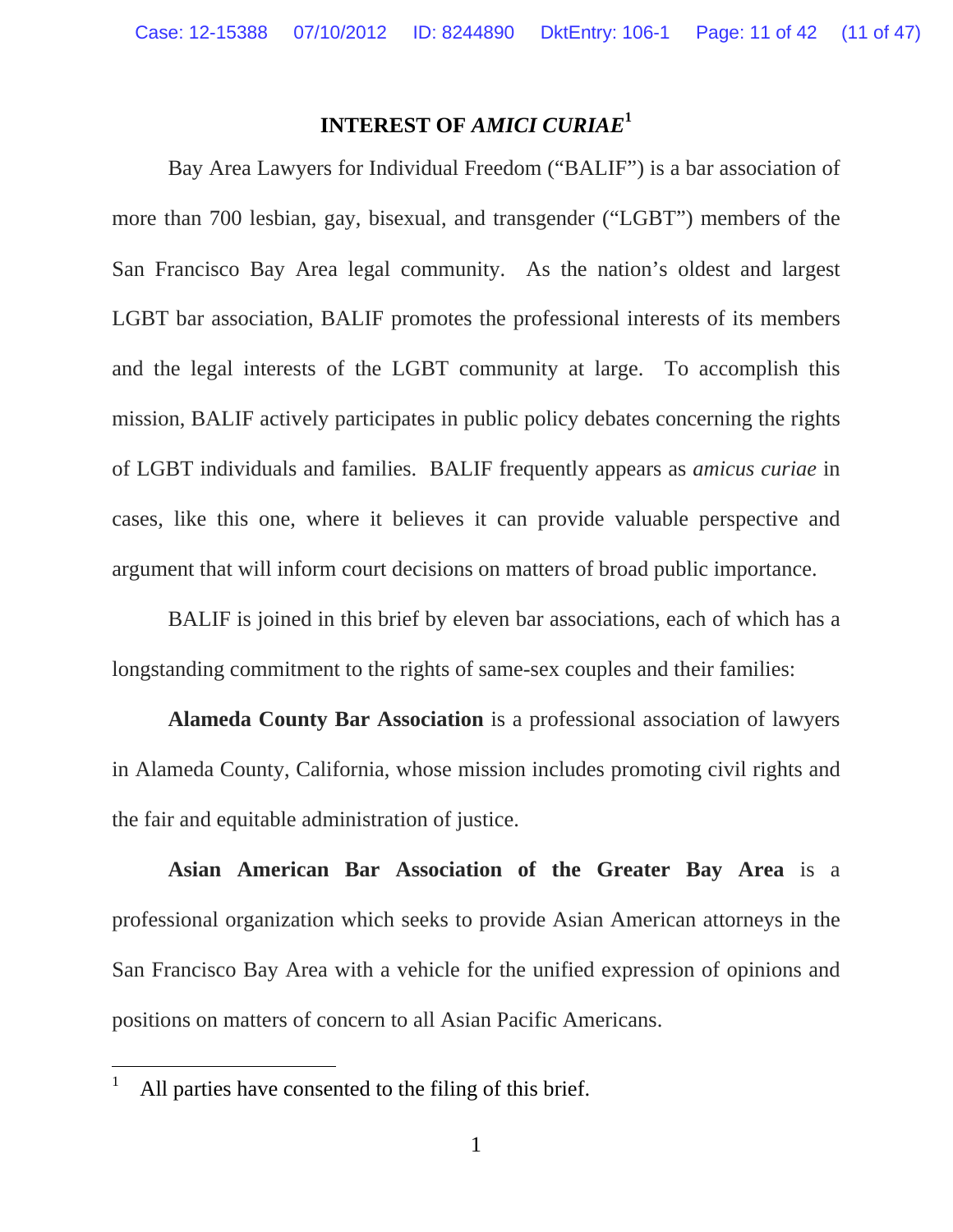## INTEREST OF *AMICI CURIAE*[1]

Bay Area Lawyers for Individual Freedom ("BALIF") is a bar association of more than 700 lesbian, gay, bisexual, and transgender ("LGBT") members of the San Francisco Bay Area legal community. As the nation's oldest and largest LGBT bar association, BALIF promotes the professional interests of its members and the legal interests of the LGBT community at large. To accomplish this mission, BALIF actively participates in public policy debates concerning the rights of LGBT individuals and families. BALIF frequently appears as *amicus curiae* in cases, like this one, where it believes it can provide valuable perspective and argument that will inform court decisions on matters of broad public importance.

BALIF is joined in this brief by eleven bar associations, each of which has a longstanding commitment to the rights of same-sex couples and their families:

**Alameda County Bar Association** is a professional association of lawyers in Alameda County, California, whose mission includes promoting civil rights and the fair and equitable administration of justice.

**Asian American Bar Association of the Greater Bay Area** is a professional organization which seeks to provide Asian American attorneys in the San Francisco Bay Area with a vehicle for the unified expression of opinions and positions on matters of concern to all Asian Pacific Americans.

---

[1] All parties have consented to the filing of this brief.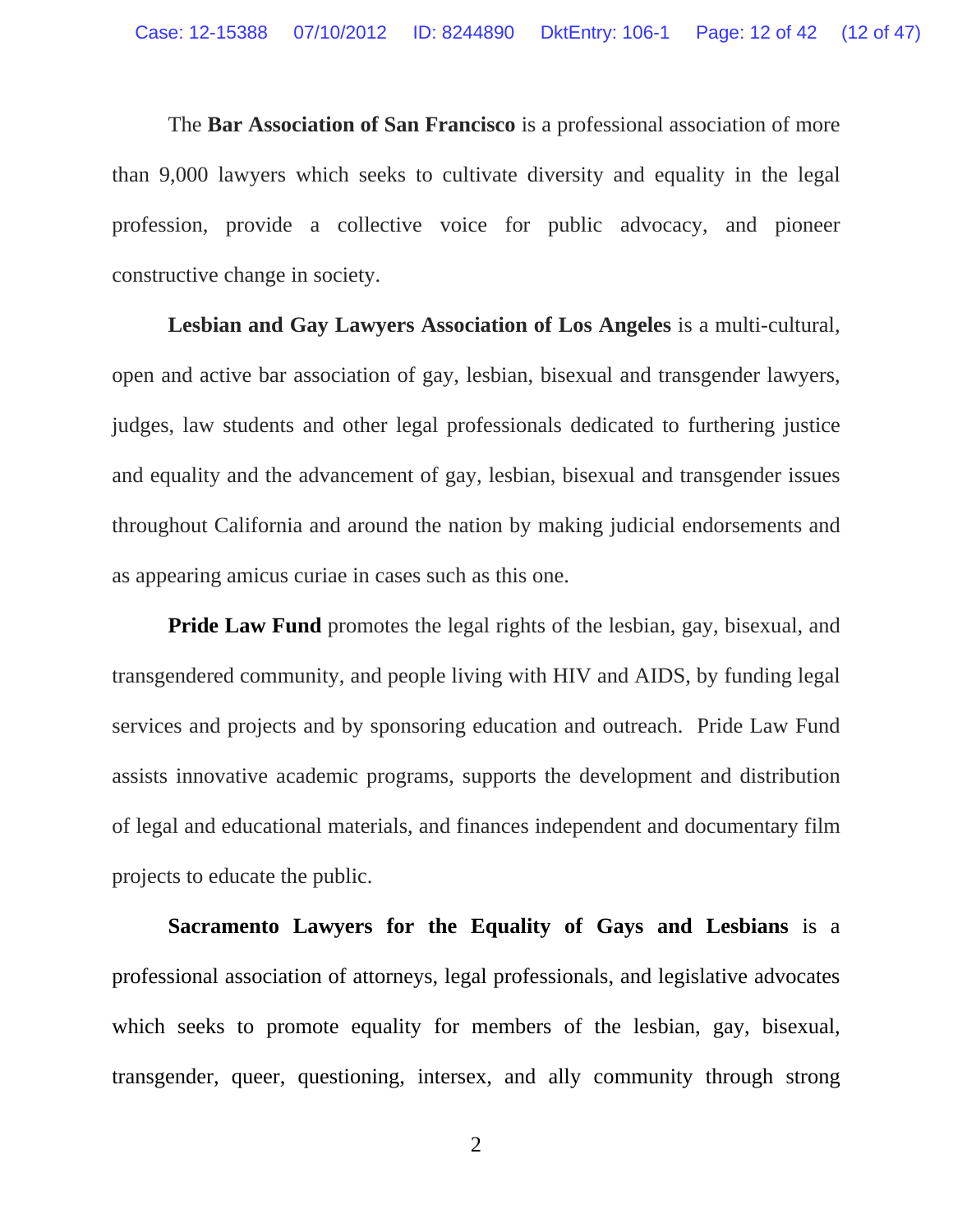The **Bar Association of San Francisco** is a professional association of more than 9,000 lawyers which seeks to cultivate diversity and equality in the legal profession, provide a collective voice for public advocacy, and pioneer constructive change in society.

**Lesbian and Gay Lawyers Association of Los Angeles** is a multi-cultural, open and active bar association of gay, lesbian, bisexual and transgender lawyers, judges, law students and other legal professionals dedicated to furthering justice and equality and the advancement of gay, lesbian, bisexual and transgender issues throughout California and around the nation by making judicial endorsements and as appearing amicus curiae in cases such as this one.

**Pride Law Fund** promotes the legal rights of the lesbian, gay, bisexual, and transgendered community, and people living with HIV and AIDS, by funding legal services and projects and by sponsoring education and outreach. Pride Law Fund assists innovative academic programs, supports the development and distribution of legal and educational materials, and finances independent and documentary film projects to educate the public.

**Sacramento Lawyers for the Equality of Gays and Lesbians** is a professional association of attorneys, legal professionals, and legislative advocates which seeks to promote equality for members of the lesbian, gay, bisexual, transgender, queer, questioning, intersex, and ally community through strong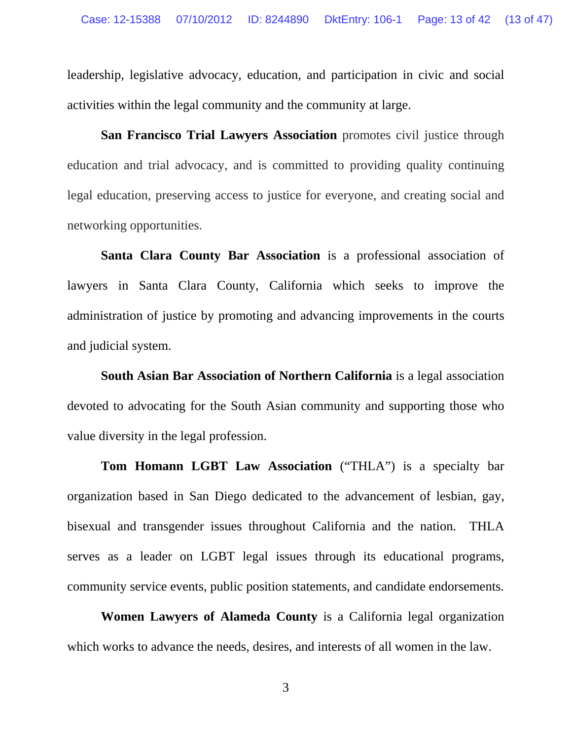leadership, legislative advocacy, education, and participation in civic and social activities within the legal community and the community at large.

**San Francisco Trial Lawyers Association** promotes civil justice through education and trial advocacy, and is committed to providing quality continuing legal education, preserving access to justice for everyone, and creating social and networking opportunities.

**Santa Clara County Bar Association** is a professional association of lawyers in Santa Clara County, California which seeks to improve the administration of justice by promoting and advancing improvements in the courts and judicial system.

**South Asian Bar Association of Northern California** is a legal association devoted to advocating for the South Asian community and supporting those who value diversity in the legal profession.

**Tom Homann LGBT Law Association** ("THLA") is a specialty bar organization based in San Diego dedicated to the advancement of lesbian, gay, bisexual and transgender issues throughout California and the nation. THLA serves as a leader on LGBT legal issues through its educational programs, community service events, public position statements, and candidate endorsements.

**Women Lawyers of Alameda County** is a California legal organization which works to advance the needs, desires, and interests of all women in the law.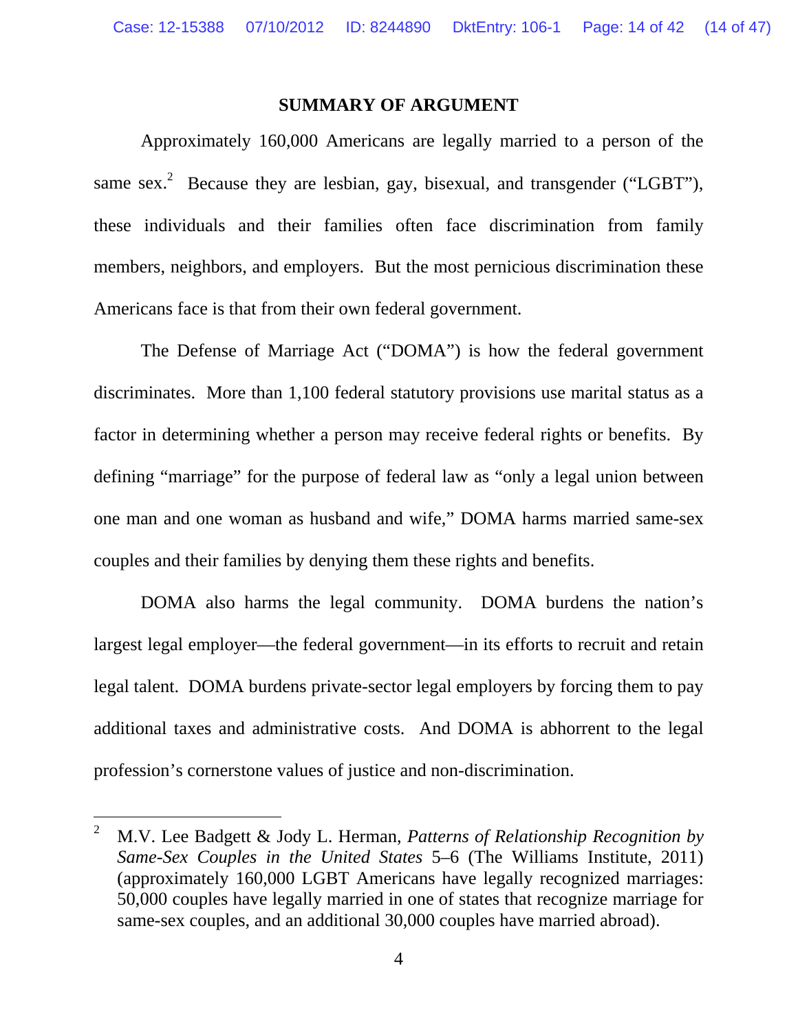## SUMMARY OF ARGUMENT

Approximately 160,000 Americans are legally married to a person of the same sex.[2] Because they are lesbian, gay, bisexual, and transgender ("LGBT"), these individuals and their families often face discrimination from family members, neighbors, and employers. But the most pernicious discrimination these Americans face is that from their own federal government.

The Defense of Marriage Act ("DOMA") is how the federal government discriminates. More than 1,100 federal statutory provisions use marital status as a factor in determining whether a person may receive federal rights or benefits. By defining "marriage" for the purpose of federal law as "only a legal union between one man and one woman as husband and wife," DOMA harms married same-sex couples and their families by denying them these rights and benefits.

DOMA also harms the legal community. DOMA burdens the nation's largest legal employer—the federal government—in its efforts to recruit and retain legal talent. DOMA burdens private-sector legal employers by forcing them to pay additional taxes and administrative costs. And DOMA is abhorrent to the legal profession's cornerstone values of justice and non-discrimination.

---

[2] M.V. Lee Badgett & Jody L. Herman, *Patterns of Relationship Recognition by Same-Sex Couples in the United States* 5–6 (The Williams Institute, 2011) (approximately 160,000 LGBT Americans have legally recognized marriages: 50,000 couples have legally married in one of states that recognize marriage for same-sex couples, and an additional 30,000 couples have married abroad).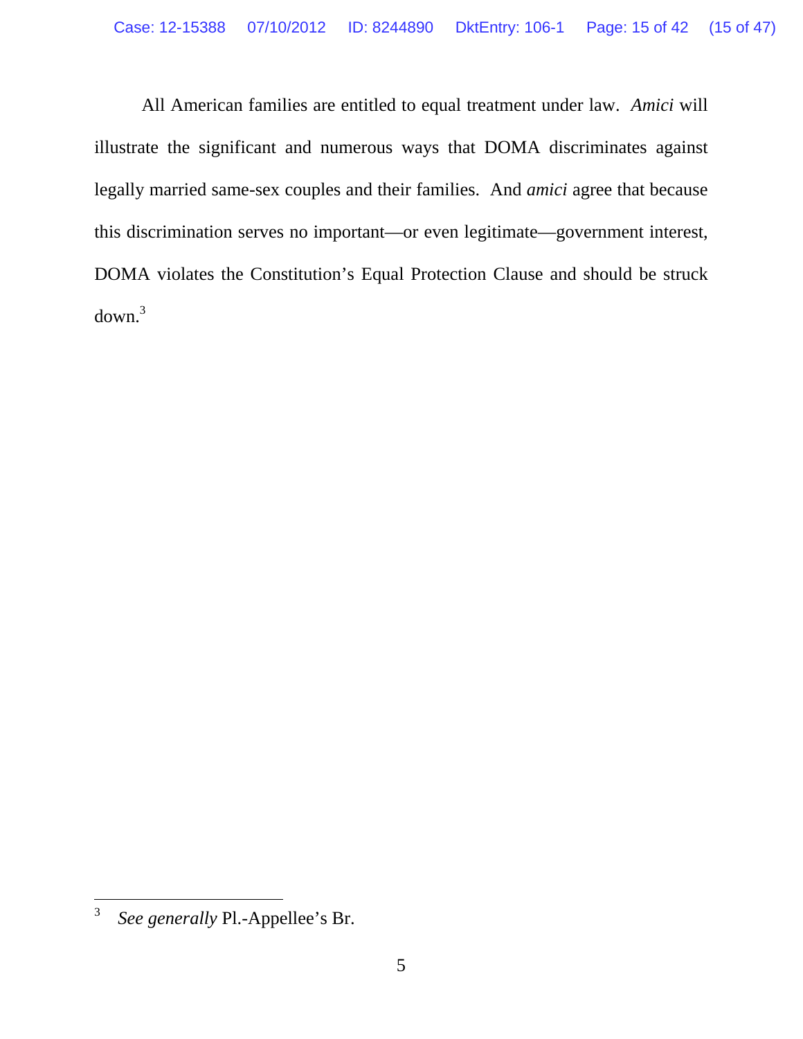All American families are entitled to equal treatment under law. *Amici* will illustrate the significant and numerous ways that DOMA discriminates against legally married same-sex couples and their families. And *amici* agree that because this discrimination serves no important—or even legitimate—government interest, DOMA violates the Constitution's Equal Protection Clause and should be struck down.[3]

---

[3] *See generally* Pl.-Appellee's Br.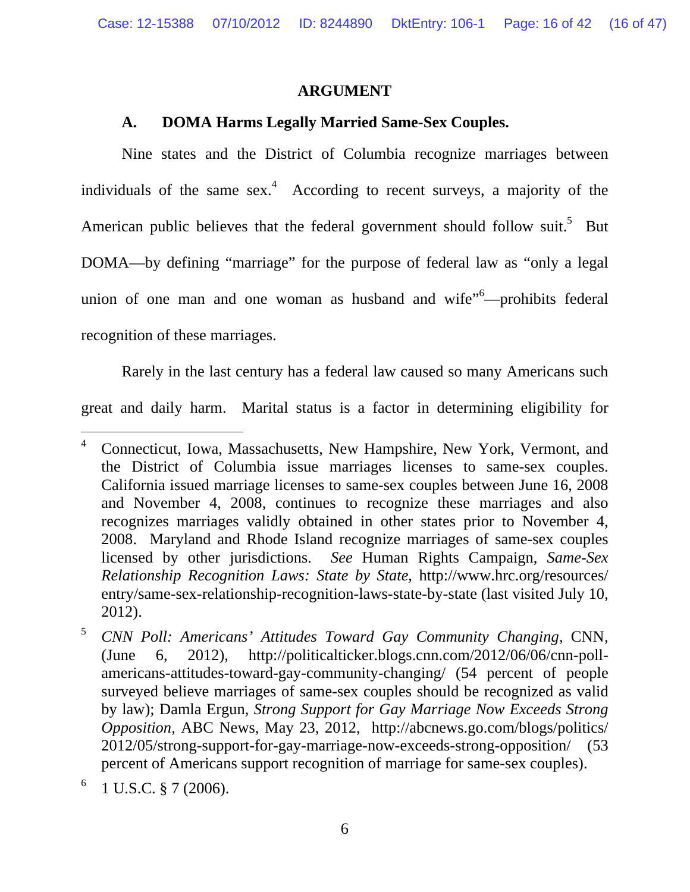## ARGUMENT

### A. DOMA Harms Legally Married Same-Sex Couples.

Nine states and the District of Columbia recognize marriages between individuals of the same sex.[4] According to recent surveys, a majority of the American public believes that the federal government should follow suit.[5] But DOMA—by defining "marriage" for the purpose of federal law as "only a legal union of one man and one woman as husband and wife"[6]—prohibits federal recognition of these marriages.

Rarely in the last century has a federal law caused so many Americans such great and daily harm. Marital status is a factor in determining eligibility for

---

[4] Connecticut, Iowa, Massachusetts, New Hampshire, New York, Vermont, and the District of Columbia issue marriages licenses to same-sex couples. California issued marriage licenses to same-sex couples between June 16, 2008 and November 4, 2008, continues to recognize these marriages and also recognizes marriages validly obtained in other states prior to November 4, 2008. Maryland and Rhode Island recognize marriages of same-sex couples licensed by other jurisdictions. *See* Human Rights Campaign, *Same-Sex Relationship Recognition Laws: State by State*, http://www.hrc.org/resources/entry/same-sex-relationship-recognition-laws-state-by-state (last visited July 10, 2012).

[5] *CNN Poll: Americans' Attitudes Toward Gay Community Changing*, CNN, (June 6, 2012), http://politicalticker.blogs.cnn.com/2012/06/06/cnn-poll-americans-attitudes-toward-gay-community-changing/ (54 percent of people surveyed believe marriages of same-sex couples should be recognized as valid by law); Damla Ergun, *Strong Support for Gay Marriage Now Exceeds Strong Opposition*, ABC News, May 23, 2012, http://abcnews.go.com/blogs/politics/2012/05/strong-support-for-gay-marriage-now-exceeds-strong-opposition/ (53 percent of Americans support recognition of marriage for same-sex couples).

[6] 1 U.S.C. § 7 (2006).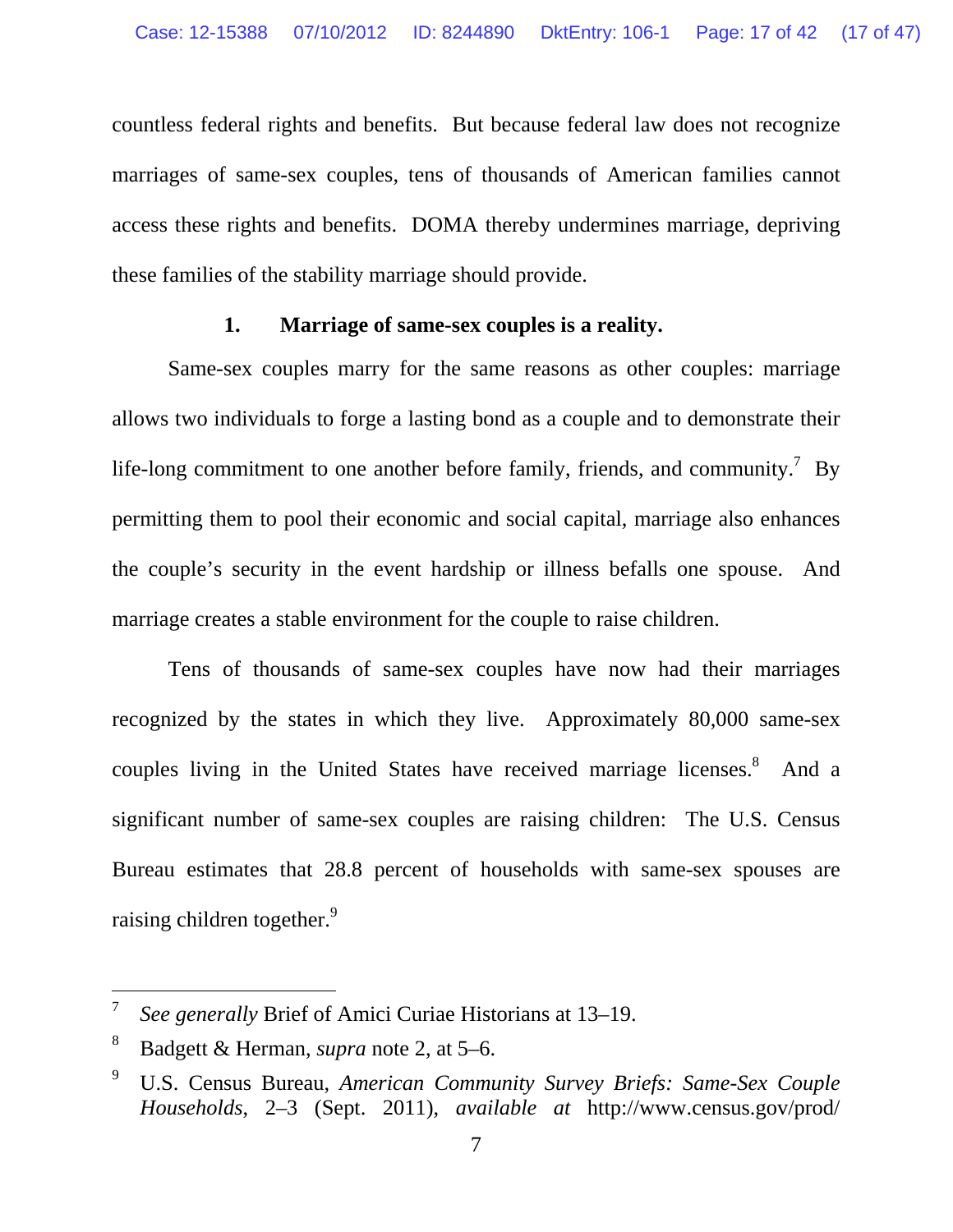countless federal rights and benefits. But because federal law does not recognize marriages of same-sex couples, tens of thousands of American families cannot access these rights and benefits. DOMA thereby undermines marriage, depriving these families of the stability marriage should provide.

### 1. Marriage of same-sex couples is a reality.

Same-sex couples marry for the same reasons as other couples: marriage allows two individuals to forge a lasting bond as a couple and to demonstrate their life-long commitment to one another before family, friends, and community.[7] By permitting them to pool their economic and social capital, marriage also enhances the couple's security in the event hardship or illness befalls one spouse. And marriage creates a stable environment for the couple to raise children.

Tens of thousands of same-sex couples have now had their marriages recognized by the states in which they live. Approximately 80,000 same-sex couples living in the United States have received marriage licenses.[8] And a significant number of same-sex couples are raising children: The U.S. Census Bureau estimates that 28.8 percent of households with same-sex spouses are raising children together.[9]

---

[7] *See generally* Brief of Amici Curiae Historians at 13–19.

[8] Badgett & Herman, *supra* note 2, at 5–6.

[9] U.S. Census Bureau, *American Community Survey Briefs: Same-Sex Couple Households*, 2–3 (Sept. 2011), *available at* http://www.census.gov/prod/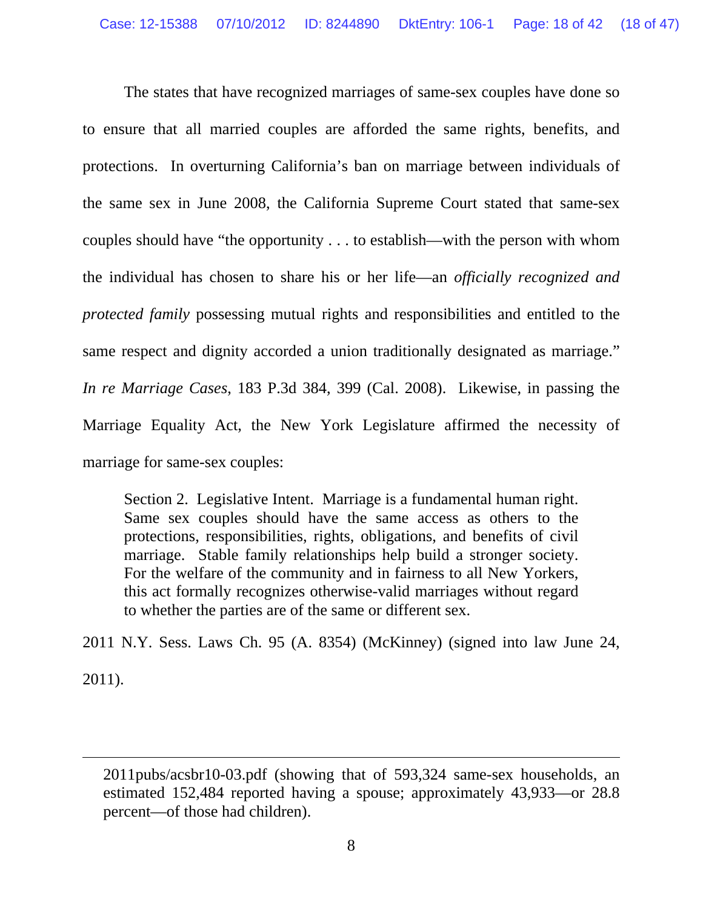The states that have recognized marriages of same-sex couples have done so to ensure that all married couples are afforded the same rights, benefits, and protections. In overturning California's ban on marriage between individuals of the same sex in June 2008, the California Supreme Court stated that same-sex couples should have "the opportunity . . . to establish—with the person with whom the individual has chosen to share his or her life—an *officially recognized and protected family* possessing mutual rights and responsibilities and entitled to the same respect and dignity accorded a union traditionally designated as marriage." *In re Marriage Cases*, 183 P.3d 384, 399 (Cal. 2008). Likewise, in passing the Marriage Equality Act, the New York Legislature affirmed the necessity of marriage for same-sex couples:

> Section 2. Legislative Intent. Marriage is a fundamental human right. Same sex couples should have the same access as others to the protections, responsibilities, rights, obligations, and benefits of civil marriage. Stable family relationships help build a stronger society. For the welfare of the community and in fairness to all New Yorkers, this act formally recognizes otherwise-valid marriages without regard to whether the parties are of the same or different sex.

2011 N.Y. Sess. Laws Ch. 95 (A. 8354) (McKinney) (signed into law June 24, 2011).

---

2011pubs/acsbr10-03.pdf (showing that of 593,324 same-sex households, an estimated 152,484 reported having a spouse; approximately 43,933—or 28.8 percent—of those had children).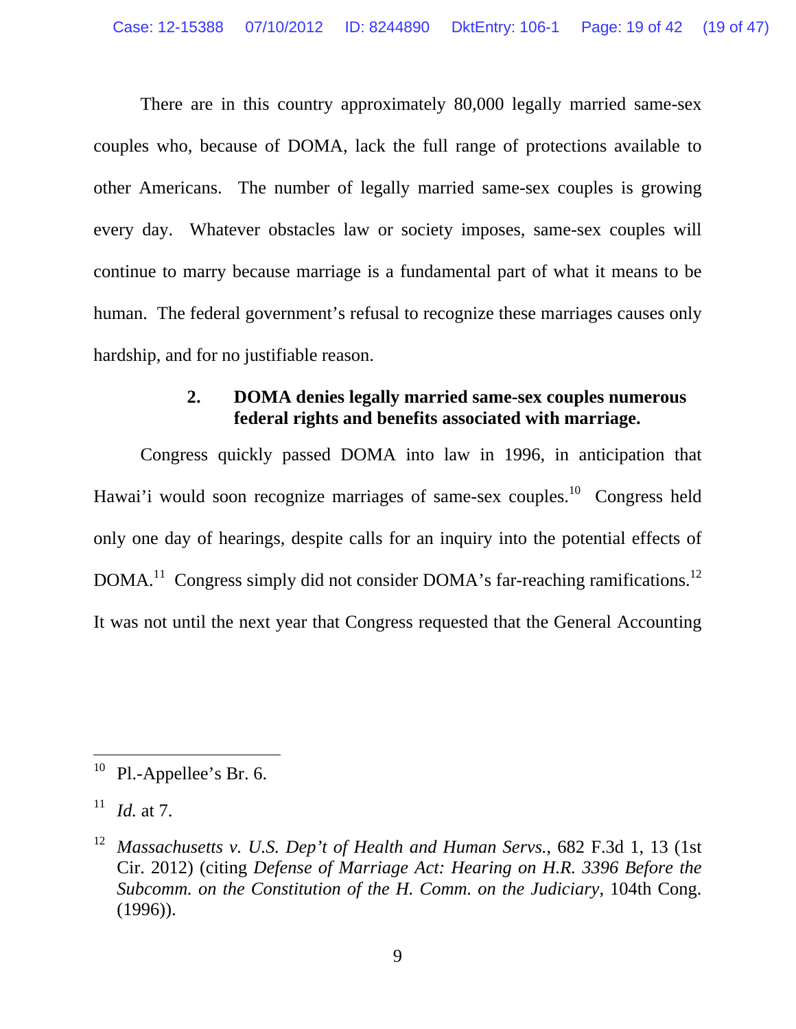There are in this country approximately 80,000 legally married same-sex couples who, because of DOMA, lack the full range of protections available to other Americans. The number of legally married same-sex couples is growing every day. Whatever obstacles law or society imposes, same-sex couples will continue to marry because marriage is a fundamental part of what it means to be human. The federal government's refusal to recognize these marriages causes only hardship, and for no justifiable reason.

### 2. DOMA denies legally married same-sex couples numerous federal rights and benefits associated with marriage.

Congress quickly passed DOMA into law in 1996, in anticipation that Hawai'i would soon recognize marriages of same-sex couples.[10] Congress held only one day of hearings, despite calls for an inquiry into the potential effects of DOMA.[11] Congress simply did not consider DOMA's far-reaching ramifications.[12] It was not until the next year that Congress requested that the General Accounting

---

[10] Pl.-Appellee's Br. 6.

[11] *Id.* at 7.

[12] *Massachusetts v. U.S. Dep't of Health and Human Servs.*, 682 F.3d 1, 13 (1st Cir. 2012) (citing *Defense of Marriage Act: Hearing on H.R. 3396 Before the Subcomm. on the Constitution of the H. Comm. on the Judiciary*, 104th Cong. (1996)).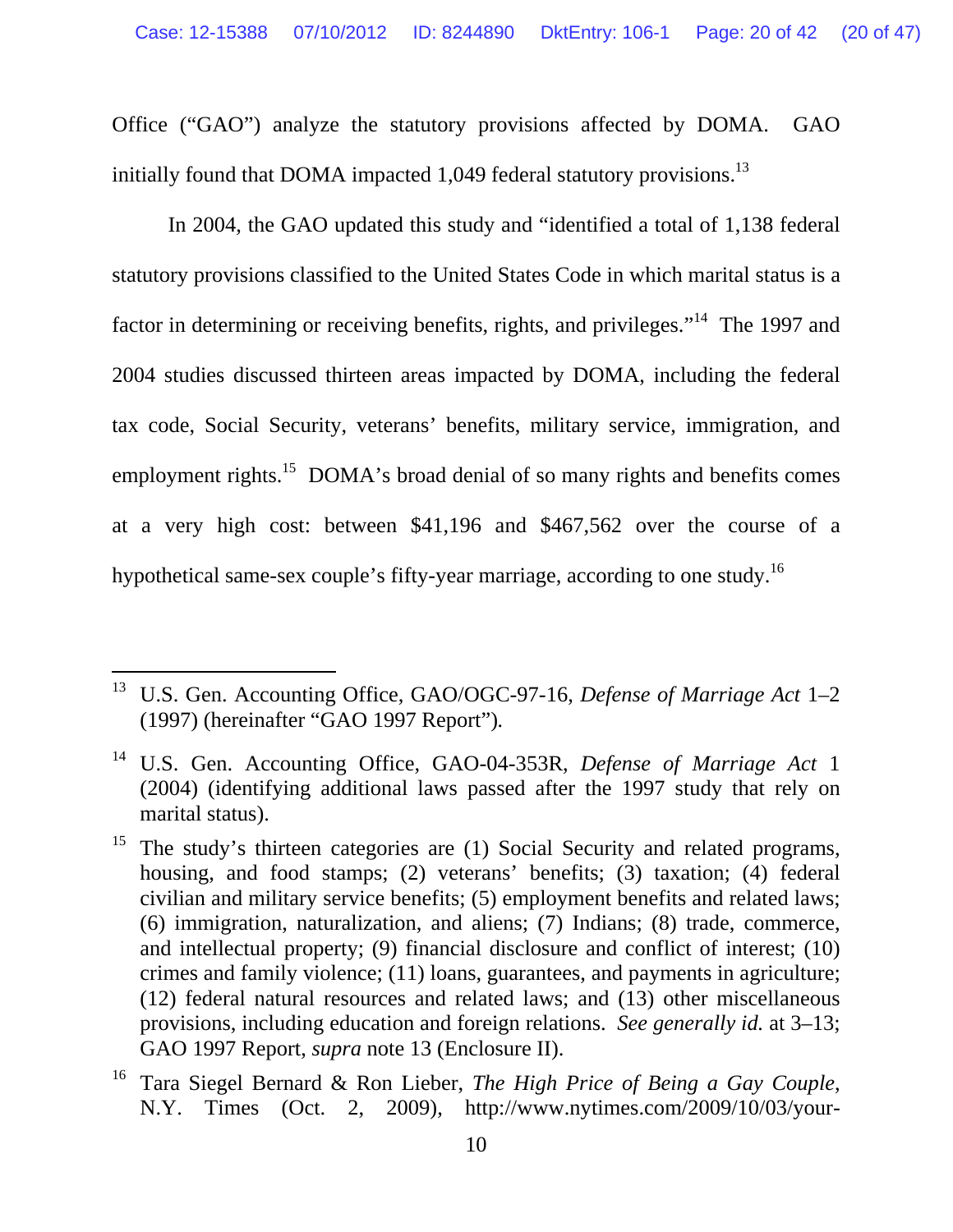Office ("GAO") analyze the statutory provisions affected by DOMA. GAO initially found that DOMA impacted 1,049 federal statutory provisions.[13]

In 2004, the GAO updated this study and "identified a total of 1,138 federal statutory provisions classified to the United States Code in which marital status is a factor in determining or receiving benefits, rights, and privileges."[14] The 1997 and 2004 studies discussed thirteen areas impacted by DOMA, including the federal tax code, Social Security, veterans' benefits, military service, immigration, and employment rights.[15] DOMA's broad denial of so many rights and benefits comes at a very high cost: between $41,196 and $467,562 over the course of a hypothetical same-sex couple's fifty-year marriage, according to one study.[16]

---

[13] U.S. Gen. Accounting Office, GAO/OGC-97-16, *Defense of Marriage Act* 1–2 (1997) (hereinafter "GAO 1997 Report").

[14] U.S. Gen. Accounting Office, GAO-04-353R, *Defense of Marriage Act* 1 (2004) (identifying additional laws passed after the 1997 study that rely on marital status).

[15] The study's thirteen categories are (1) Social Security and related programs, housing, and food stamps; (2) veterans' benefits; (3) taxation; (4) federal civilian and military service benefits; (5) employment benefits and related laws; (6) immigration, naturalization, and aliens; (7) Indians; (8) trade, commerce, and intellectual property; (9) financial disclosure and conflict of interest; (10) crimes and family violence; (11) loans, guarantees, and payments in agriculture; (12) federal natural resources and related laws; and (13) other miscellaneous provisions, including education and foreign relations. *See generally id.* at 3–13; GAO 1997 Report, *supra* note 13 (Enclosure II).

[16] Tara Siegel Bernard & Ron Lieber, *The High Price of Being a Gay Couple*, N.Y. Times (Oct. 2, 2009), http://www.nytimes.com/2009/10/03/your-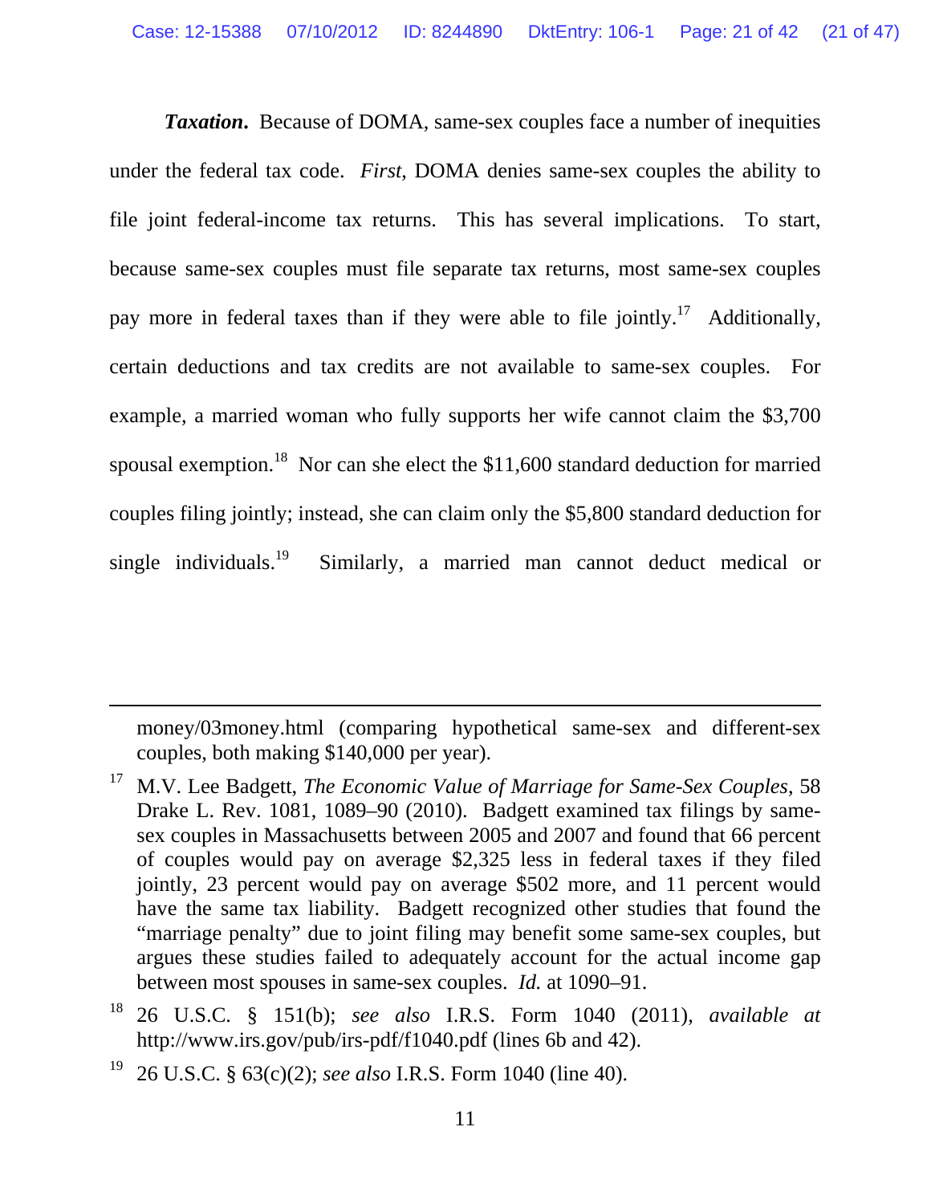***Taxation*.** Because of DOMA, same-sex couples face a number of inequities under the federal tax code. *First*, DOMA denies same-sex couples the ability to file joint federal-income tax returns. This has several implications. To start, because same-sex couples must file separate tax returns, most same-sex couples pay more in federal taxes than if they were able to file jointly.[17] Additionally, certain deductions and tax credits are not available to same-sex couples. For example, a married woman who fully supports her wife cannot claim the $3,700 spousal exemption.[18] Nor can she elect the $11,600 standard deduction for married couples filing jointly; instead, she can claim only the $5,800 standard deduction for single individuals.[19] Similarly, a married man cannot deduct medical or

---

money/03money.html (comparing hypothetical same-sex and different-sex couples, both making $140,000 per year).

[17] M.V. Lee Badgett, *The Economic Value of Marriage for Same-Sex Couples*, 58 Drake L. Rev. 1081, 1089–90 (2010). Badgett examined tax filings by same-sex couples in Massachusetts between 2005 and 2007 and found that 66 percent of couples would pay on average $2,325 less in federal taxes if they filed jointly, 23 percent would pay on average $502 more, and 11 percent would have the same tax liability. Badgett recognized other studies that found the "marriage penalty" due to joint filing may benefit some same-sex couples, but argues these studies failed to adequately account for the actual income gap between most spouses in same-sex couples. *Id.* at 1090–91.

[18] 26 U.S.C. § 151(b); *see also* I.R.S. Form 1040 (2011), *available at* http://www.irs.gov/pub/irs-pdf/f1040.pdf (lines 6b and 42).

[19] 26 U.S.C. § 63(c)(2); *see also* I.R.S. Form 1040 (line 40).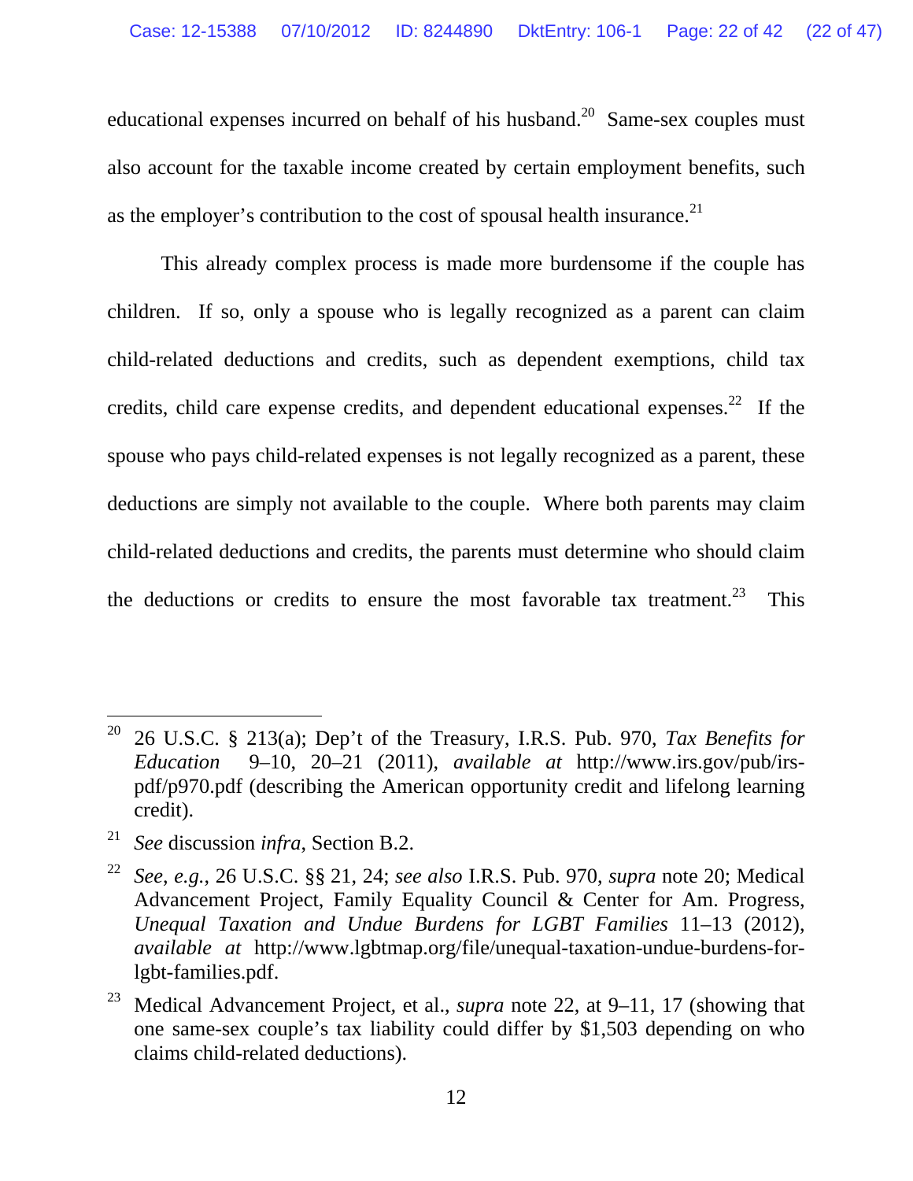educational expenses incurred on behalf of his husband.[20] Same-sex couples must also account for the taxable income created by certain employment benefits, such as the employer's contribution to the cost of spousal health insurance.[21]

This already complex process is made more burdensome if the couple has children. If so, only a spouse who is legally recognized as a parent can claim child-related deductions and credits, such as dependent exemptions, child tax credits, child care expense credits, and dependent educational expenses.[22] If the spouse who pays child-related expenses is not legally recognized as a parent, these deductions are simply not available to the couple. Where both parents may claim child-related deductions and credits, the parents must determine who should claim the deductions or credits to ensure the most favorable tax treatment.[23] This

---

[20] 26 U.S.C. § 213(a); Dep't of the Treasury, I.R.S. Pub. 970, *Tax Benefits for Education* 9–10, 20–21 (2011), *available at* http://www.irs.gov/pub/irs-pdf/p970.pdf (describing the American opportunity credit and lifelong learning credit).

[21] *See* discussion *infra*, Section B.2.

[22] *See, e.g.*, 26 U.S.C. §§ 21, 24; *see also* I.R.S. Pub. 970, *supra* note 20; Medical Advancement Project, Family Equality Council & Center for Am. Progress, *Unequal Taxation and Undue Burdens for LGBT Families* 11–13 (2012), *available at* http://www.lgbtmap.org/file/unequal-taxation-undue-burdens-for-lgbt-families.pdf.

[23] Medical Advancement Project, et al., *supra* note 22, at 9–11, 17 (showing that one same-sex couple's tax liability could differ by $1,503 depending on who claims child-related deductions).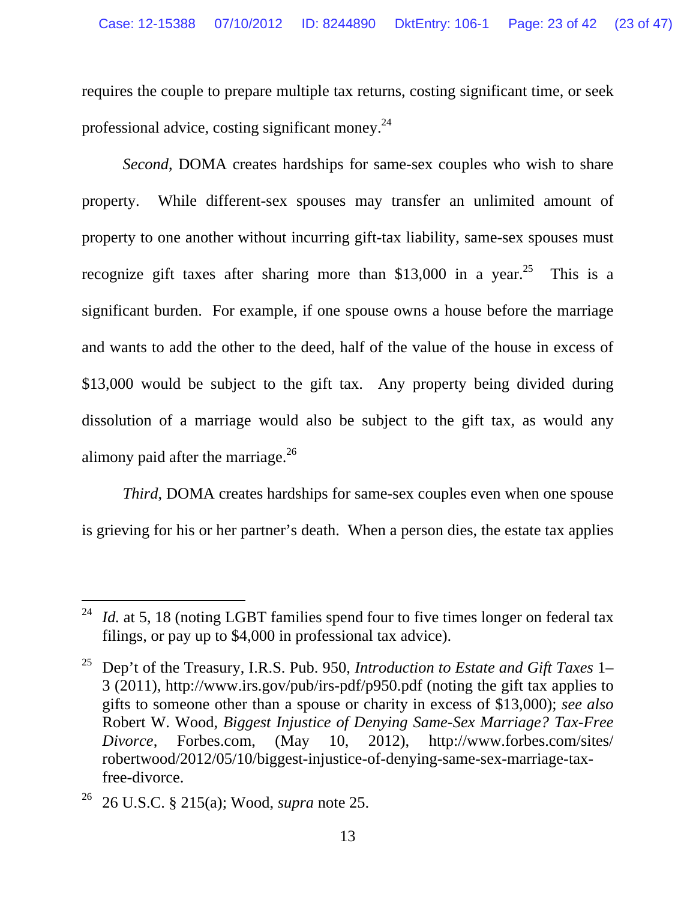requires the couple to prepare multiple tax returns, costing significant time, or seek professional advice, costing significant money.[24]

*Second*, DOMA creates hardships for same-sex couples who wish to share property. While different-sex spouses may transfer an unlimited amount of property to one another without incurring gift-tax liability, same-sex spouses must recognize gift taxes after sharing more than $13,000 in a year.[25] This is a significant burden. For example, if one spouse owns a house before the marriage and wants to add the other to the deed, half of the value of the house in excess of $13,000 would be subject to the gift tax. Any property being divided during dissolution of a marriage would also be subject to the gift tax, as would any alimony paid after the marriage.[26]

*Third*, DOMA creates hardships for same-sex couples even when one spouse is grieving for his or her partner's death. When a person dies, the estate tax applies

---

[24] *Id.* at 5, 18 (noting LGBT families spend four to five times longer on federal tax filings, or pay up to $4,000 in professional tax advice).

[25] Dep't of the Treasury, I.R.S. Pub. 950, *Introduction to Estate and Gift Taxes* 1–3 (2011), http://www.irs.gov/pub/irs-pdf/p950.pdf (noting the gift tax applies to gifts to someone other than a spouse or charity in excess of $13,000); *see also* Robert W. Wood, *Biggest Injustice of Denying Same-Sex Marriage? Tax-Free Divorce*, Forbes.com, (May 10, 2012), http://www.forbes.com/sites/robertwood/2012/05/10/biggest-injustice-of-denying-same-sex-marriage-tax-free-divorce.

[26] 26 U.S.C. § 215(a); Wood, *supra* note 25.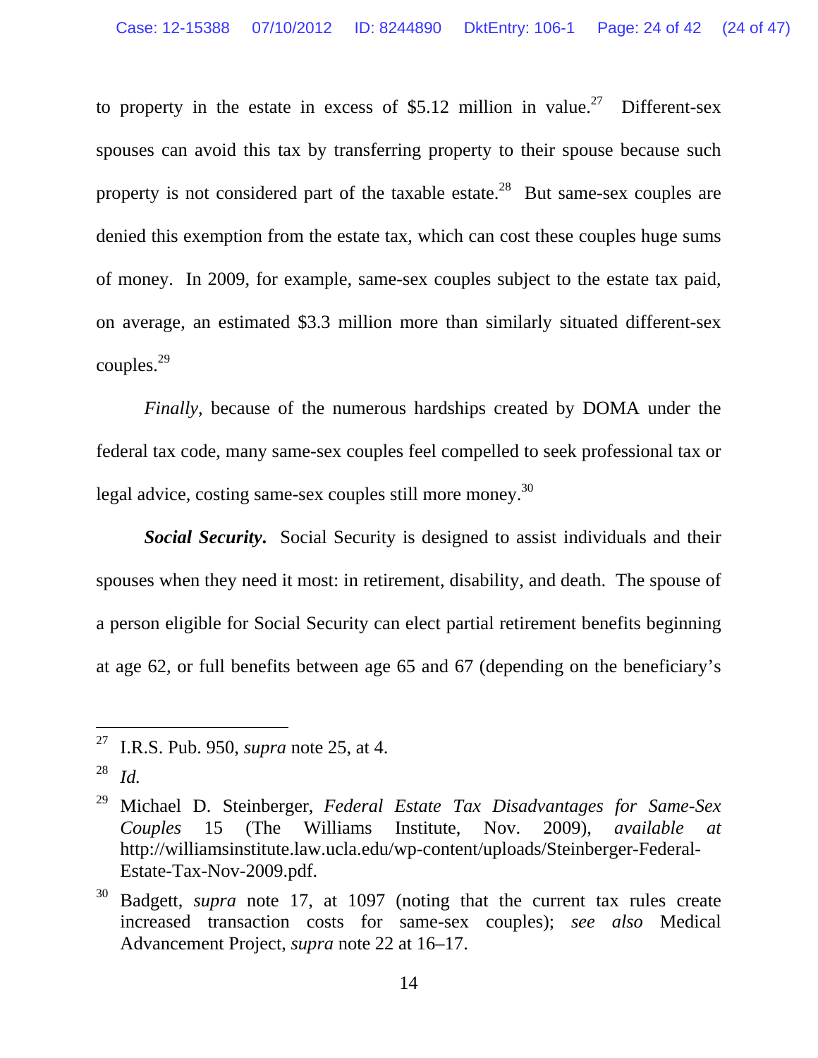to property in the estate in excess of $5.12 million in value.[27] Different-sex spouses can avoid this tax by transferring property to their spouse because such property is not considered part of the taxable estate.[28] But same-sex couples are denied this exemption from the estate tax, which can cost these couples huge sums of money. In 2009, for example, same-sex couples subject to the estate tax paid, on average, an estimated $3.3 million more than similarly situated different-sex couples.[29]

*Finally*, because of the numerous hardships created by DOMA under the federal tax code, many same-sex couples feel compelled to seek professional tax or legal advice, costing same-sex couples still more money.[30]

***Social Security.*** Social Security is designed to assist individuals and their spouses when they need it most: in retirement, disability, and death. The spouse of a person eligible for Social Security can elect partial retirement benefits beginning at age 62, or full benefits between age 65 and 67 (depending on the beneficiary's

---

[27] I.R.S. Pub. 950, *supra* note 25, at 4.

[28] *Id.*

[29] Michael D. Steinberger, *Federal Estate Tax Disadvantages for Same-Sex Couples* 15 (The Williams Institute, Nov. 2009), *available at* http://williamsinstitute.law.ucla.edu/wp-content/uploads/Steinberger-Federal-Estate-Tax-Nov-2009.pdf.

[30] Badgett, *supra* note 17, at 1097 (noting that the current tax rules create increased transaction costs for same-sex couples); *see also* Medical Advancement Project, *supra* note 22 at 16–17.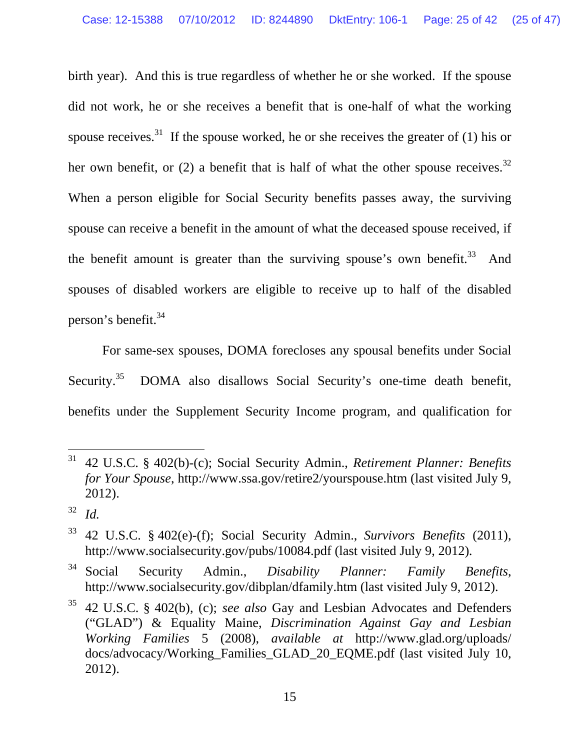birth year). And this is true regardless of whether he or she worked. If the spouse did not work, he or she receives a benefit that is one-half of what the working spouse receives.[31] If the spouse worked, he or she receives the greater of (1) his or her own benefit, or (2) a benefit that is half of what the other spouse receives.[32] When a person eligible for Social Security benefits passes away, the surviving spouse can receive a benefit in the amount of what the deceased spouse received, if the benefit amount is greater than the surviving spouse's own benefit.[33] And spouses of disabled workers are eligible to receive up to half of the disabled person's benefit.[34]

For same-sex spouses, DOMA forecloses any spousal benefits under Social Security.[35] DOMA also disallows Social Security's one-time death benefit, benefits under the Supplement Security Income program, and qualification for

---

[31] 42 U.S.C. § 402(b)-(c); Social Security Admin., *Retirement Planner: Benefits for Your Spouse*, http://www.ssa.gov/retire2/yourspouse.htm (last visited July 9, 2012).

[32] *Id.*

[33] 42 U.S.C. § 402(e)-(f); Social Security Admin., *Survivors Benefits* (2011), http://www.socialsecurity.gov/pubs/10084.pdf (last visited July 9, 2012).

[34] Social Security Admin., *Disability Planner: Family Benefits*, http://www.socialsecurity.gov/dibplan/dfamily.htm (last visited July 9, 2012).

[35] 42 U.S.C. § 402(b), (c); *see also* Gay and Lesbian Advocates and Defenders ("GLAD") & Equality Maine, *Discrimination Against Gay and Lesbian Working Families* 5 (2008), *available at* http://www.glad.org/uploads/docs/advocacy/Working_Families_GLAD_20_EQME.pdf (last visited July 10, 2012).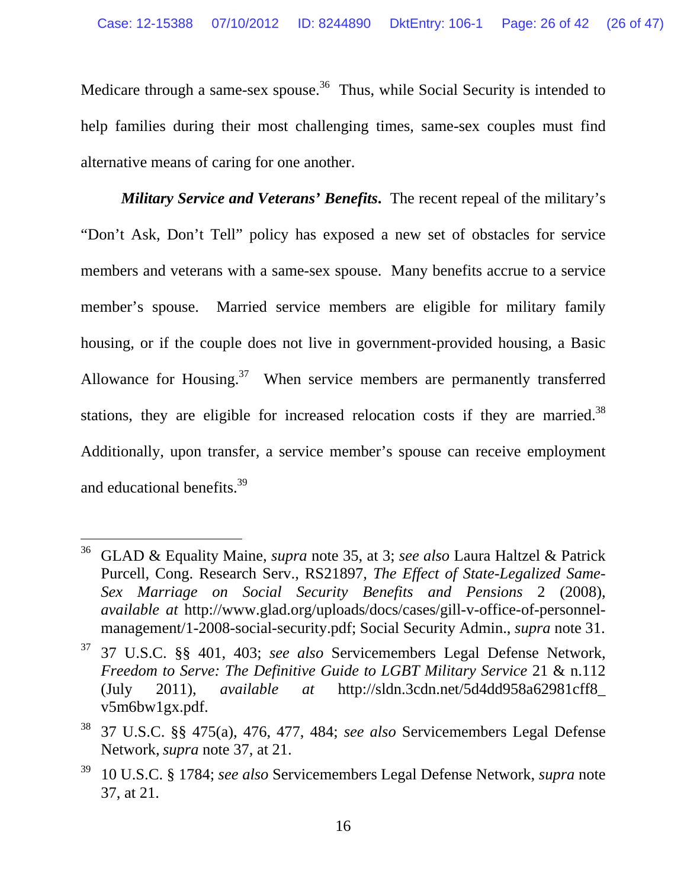Medicare through a same-sex spouse.[36] Thus, while Social Security is intended to help families during their most challenging times, same-sex couples must find alternative means of caring for one another.

***Military Service and Veterans' Benefits.*** The recent repeal of the military's "Don't Ask, Don't Tell" policy has exposed a new set of obstacles for service members and veterans with a same-sex spouse. Many benefits accrue to a service member's spouse. Married service members are eligible for military family housing, or if the couple does not live in government-provided housing, a Basic Allowance for Housing.[37] When service members are permanently transferred stations, they are eligible for increased relocation costs if they are married.[38] Additionally, upon transfer, a service member's spouse can receive employment and educational benefits.[39]

---

[36] GLAD & Equality Maine, *supra* note 35, at 3; *see also* Laura Haltzel & Patrick Purcell, Cong. Research Serv., RS21897, *The Effect of State-Legalized Same-Sex Marriage on Social Security Benefits and Pensions* 2 (2008), *available at* http://www.glad.org/uploads/docs/cases/gill-v-office-of-personnel-management/1-2008-social-security.pdf; Social Security Admin., *supra* note 31.

[37] 37 U.S.C. §§ 401, 403; *see also* Servicemembers Legal Defense Network, *Freedom to Serve: The Definitive Guide to LGBT Military Service* 21 & n.112 (July 2011), *available at* http://sldn.3cdn.net/5d4dd958a62981cff8_v5m6bw1gx.pdf.

[38] 37 U.S.C. §§ 475(a), 476, 477, 484; *see also* Servicemembers Legal Defense Network, *supra* note 37, at 21.

[39] 10 U.S.C. § 1784; *see also* Servicemembers Legal Defense Network, *supra* note 37, at 21.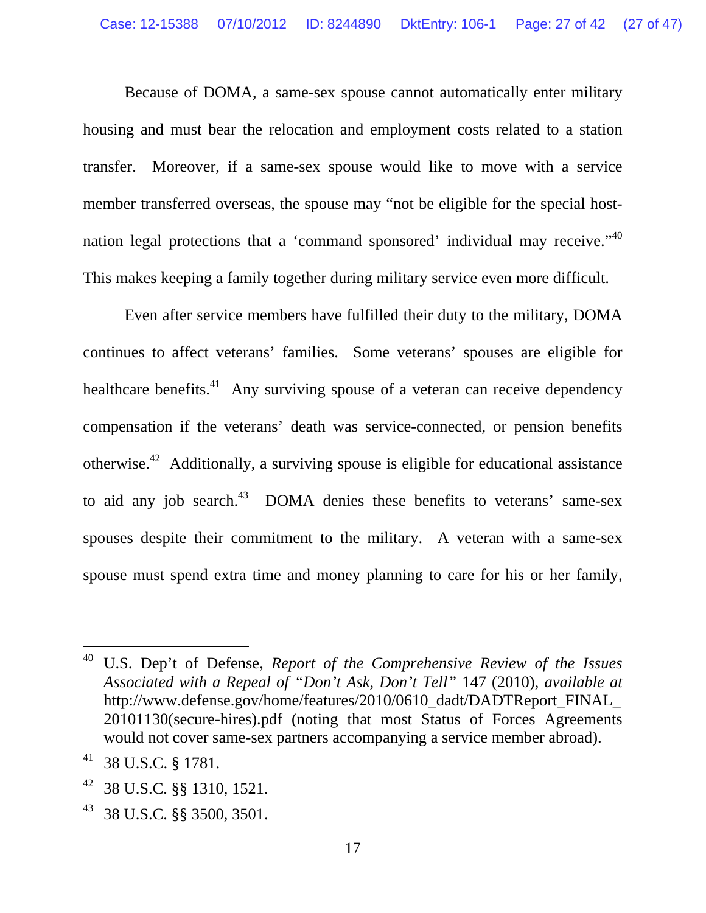Because of DOMA, a same-sex spouse cannot automatically enter military housing and must bear the relocation and employment costs related to a station transfer. Moreover, if a same-sex spouse would like to move with a service member transferred overseas, the spouse may "not be eligible for the special host-nation legal protections that a 'command sponsored' individual may receive."[40] This makes keeping a family together during military service even more difficult.

Even after service members have fulfilled their duty to the military, DOMA continues to affect veterans' families. Some veterans' spouses are eligible for healthcare benefits.[41] Any surviving spouse of a veteran can receive dependency compensation if the veterans' death was service-connected, or pension benefits otherwise.[42] Additionally, a surviving spouse is eligible for educational assistance to aid any job search.[43] DOMA denies these benefits to veterans' same-sex spouses despite their commitment to the military. A veteran with a same-sex spouse must spend extra time and money planning to care for his or her family,

---

[40] U.S. Dep't of Defense, *Report of the Comprehensive Review of the Issues Associated with a Repeal of "Don't Ask, Don't Tell"* 147 (2010), *available at* http://www.defense.gov/home/features/2010/0610_dadt/DADTReport_FINAL_20101130(secure-hires).pdf (noting that most Status of Forces Agreements would not cover same-sex partners accompanying a service member abroad).

[41] 38 U.S.C. § 1781.

[42] 38 U.S.C. §§ 1310, 1521.

[43] 38 U.S.C. §§ 3500, 3501.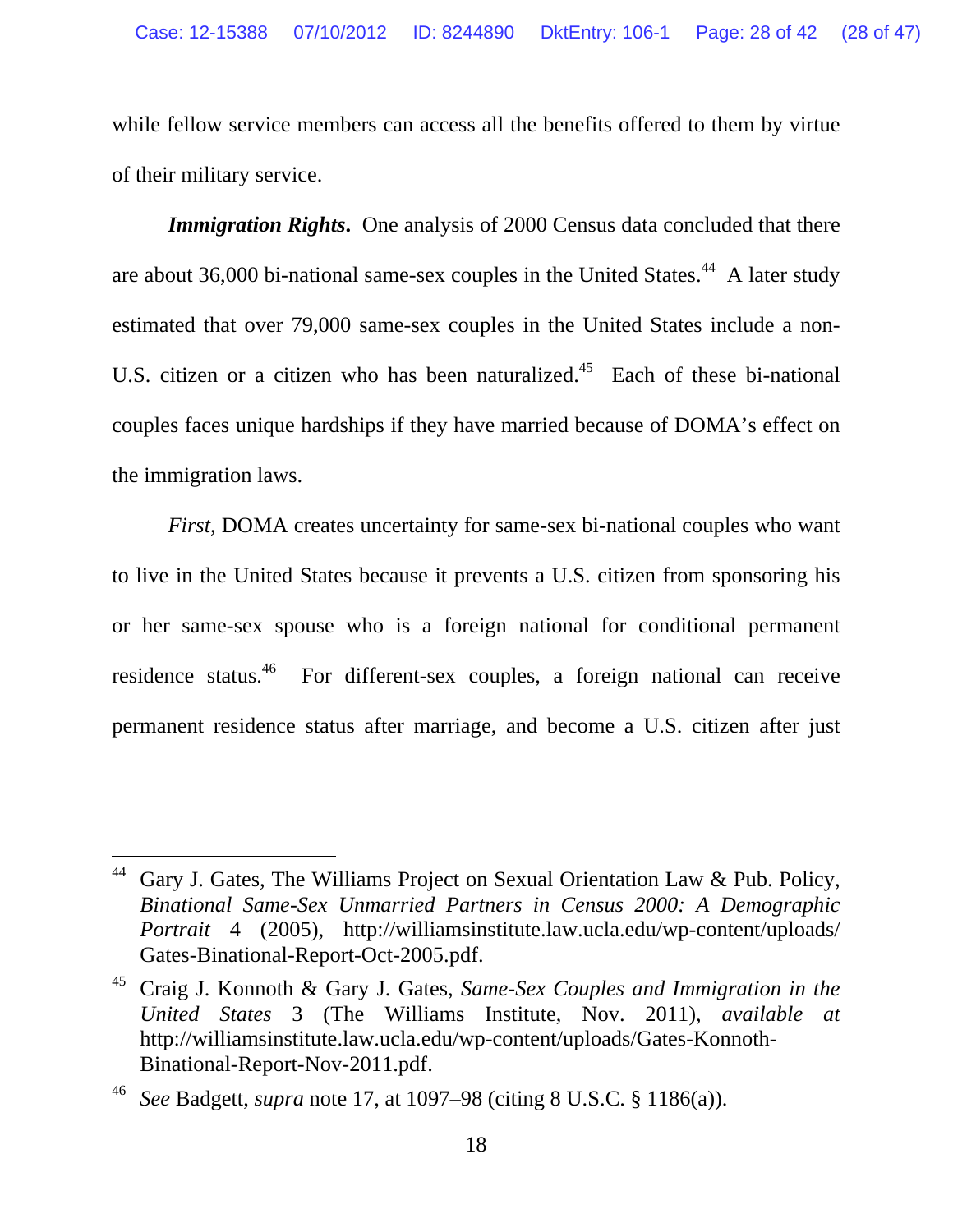while fellow service members can access all the benefits offered to them by virtue of their military service.

***Immigration Rights*.** One analysis of 2000 Census data concluded that there are about 36,000 bi-national same-sex couples in the United States.[44] A later study estimated that over 79,000 same-sex couples in the United States include a non-U.S. citizen or a citizen who has been naturalized.[45] Each of these bi-national couples faces unique hardships if they have married because of DOMA's effect on the immigration laws.

*First*, DOMA creates uncertainty for same-sex bi-national couples who want to live in the United States because it prevents a U.S. citizen from sponsoring his or her same-sex spouse who is a foreign national for conditional permanent residence status.[46] For different-sex couples, a foreign national can receive permanent residence status after marriage, and become a U.S. citizen after just

---

[44] Gary J. Gates, The Williams Project on Sexual Orientation Law & Pub. Policy, *Binational Same-Sex Unmarried Partners in Census 2000: A Demographic Portrait* 4 (2005), http://williamsinstitute.law.ucla.edu/wp-content/uploads/Gates-Binational-Report-Oct-2005.pdf.

[45] Craig J. Konnoth & Gary J. Gates, *Same-Sex Couples and Immigration in the United States* 3 (The Williams Institute, Nov. 2011), *available at* http://williamsinstitute.law.ucla.edu/wp-content/uploads/Gates-Konnoth-Binational-Report-Nov-2011.pdf.

[46] *See* Badgett, *supra* note 17, at 1097–98 (citing 8 U.S.C. § 1186(a)).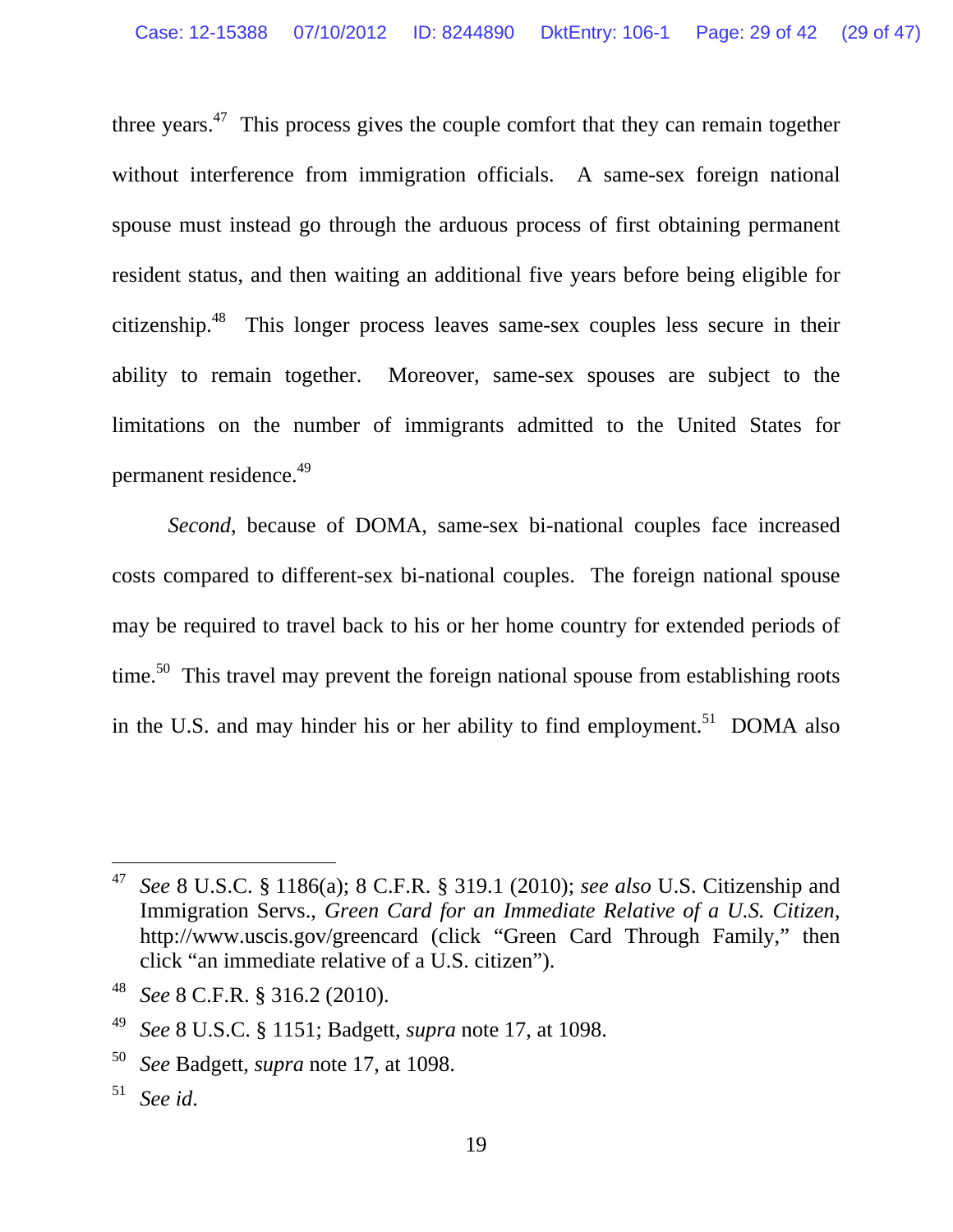three years.[47] This process gives the couple comfort that they can remain together without interference from immigration officials. A same-sex foreign national spouse must instead go through the arduous process of first obtaining permanent resident status, and then waiting an additional five years before being eligible for citizenship.[48] This longer process leaves same-sex couples less secure in their ability to remain together. Moreover, same-sex spouses are subject to the limitations on the number of immigrants admitted to the United States for permanent residence.[49]

*Second*, because of DOMA, same-sex bi-national couples face increased costs compared to different-sex bi-national couples. The foreign national spouse may be required to travel back to his or her home country for extended periods of time.[50] This travel may prevent the foreign national spouse from establishing roots in the U.S. and may hinder his or her ability to find employment.[51] DOMA also

---

[47] *See* 8 U.S.C. § 1186(a); 8 C.F.R. § 319.1 (2010); *see also* U.S. Citizenship and Immigration Servs., *Green Card for an Immediate Relative of a U.S. Citizen*, http://www.uscis.gov/greencard (click "Green Card Through Family," then click "an immediate relative of a U.S. citizen").

[48] *See* 8 C.F.R. § 316.2 (2010).

[49] *See* 8 U.S.C. § 1151; Badgett, *supra* note 17, at 1098.

[50] *See* Badgett, *supra* note 17, at 1098.

[51] *See id*.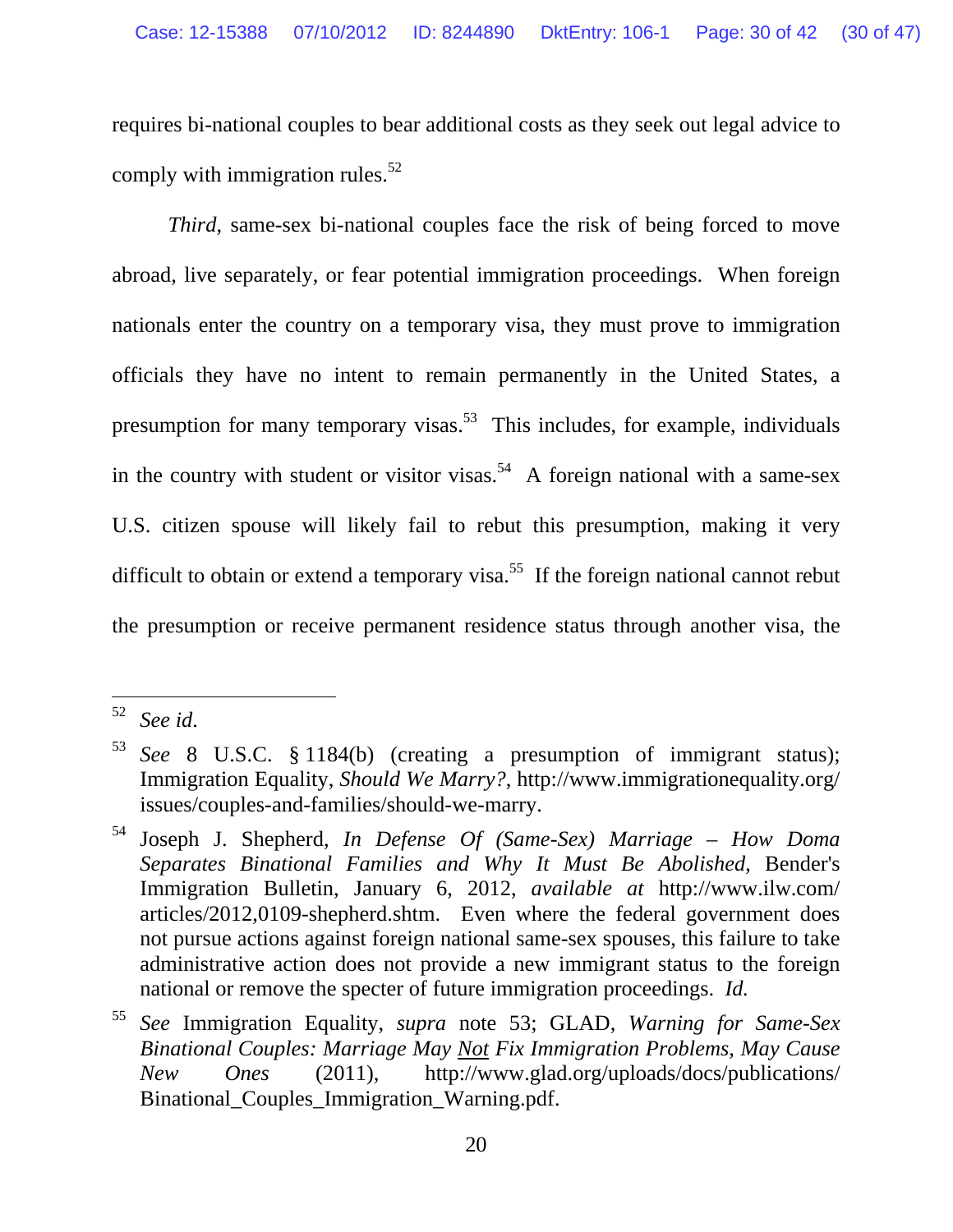requires bi-national couples to bear additional costs as they seek out legal advice to comply with immigration rules.[52]

*Third*, same-sex bi-national couples face the risk of being forced to move abroad, live separately, or fear potential immigration proceedings. When foreign nationals enter the country on a temporary visa, they must prove to immigration officials they have no intent to remain permanently in the United States, a presumption for many temporary visas.[53] This includes, for example, individuals in the country with student or visitor visas.[54] A foreign national with a same-sex U.S. citizen spouse will likely fail to rebut this presumption, making it very difficult to obtain or extend a temporary visa.[55] If the foreign national cannot rebut the presumption or receive permanent residence status through another visa, the

---

[52] *See id*.

[53] *See* 8 U.S.C. § 1184(b) (creating a presumption of immigrant status); Immigration Equality, *Should We Marry?*, http://www.immigrationequality.org/issues/couples-and-families/should-we-marry.

[54] Joseph J. Shepherd, *In Defense Of (Same-Sex) Marriage – How Doma Separates Binational Families and Why It Must Be Abolished*, Bender's Immigration Bulletin, January 6, 2012, *available at* http://www.ilw.com/articles/2012,0109-shepherd.shtm. Even where the federal government does not pursue actions against foreign national same-sex spouses, this failure to take administrative action does not provide a new immigrant status to the foreign national or remove the specter of future immigration proceedings. *Id.*

[55] *See* Immigration Equality, *supra* note 53; GLAD, *Warning for Same-Sex Binational Couples: Marriage May Not Fix Immigration Problems, May Cause New Ones* (2011), http://www.glad.org/uploads/docs/publications/Binational_Couples_Immigration_Warning.pdf.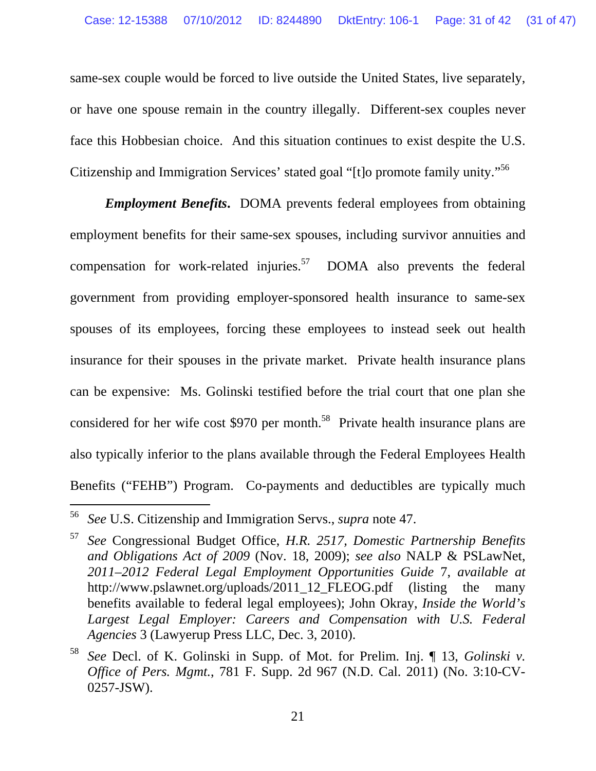same-sex couple would be forced to live outside the United States, live separately, or have one spouse remain in the country illegally. Different-sex couples never face this Hobbesian choice. And this situation continues to exist despite the U.S. Citizenship and Immigration Services' stated goal "[t]o promote family unity."[56]

***Employment Benefits***. DOMA prevents federal employees from obtaining employment benefits for their same-sex spouses, including survivor annuities and compensation for work-related injuries.[57] DOMA also prevents the federal government from providing employer-sponsored health insurance to same-sex spouses of its employees, forcing these employees to instead seek out health insurance for their spouses in the private market. Private health insurance plans can be expensive: Ms. Golinski testified before the trial court that one plan she considered for her wife cost $970 per month.[58] Private health insurance plans are also typically inferior to the plans available through the Federal Employees Health Benefits ("FEHB") Program. Co-payments and deductibles are typically much

---

[56] *See* U.S. Citizenship and Immigration Servs., *supra* note 47.

[57] *See* Congressional Budget Office, *H.R. 2517, Domestic Partnership Benefits and Obligations Act of 2009* (Nov. 18, 2009); *see also* NALP & PSLawNet, *2011–2012 Federal Legal Employment Opportunities Guide* 7, *available at* http://www.pslawnet.org/uploads/2011_12_FLEOG.pdf (listing the many benefits available to federal legal employees); John Okray, *Inside the World's Largest Legal Employer: Careers and Compensation with U.S. Federal Agencies* 3 (Lawyerup Press LLC, Dec. 3, 2010).

[58] *See* Decl. of K. Golinski in Supp. of Mot. for Prelim. Inj. ¶ 13, *Golinski v. Office of Pers. Mgmt.*, 781 F. Supp. 2d 967 (N.D. Cal. 2011) (No. 3:10-CV-0257-JSW).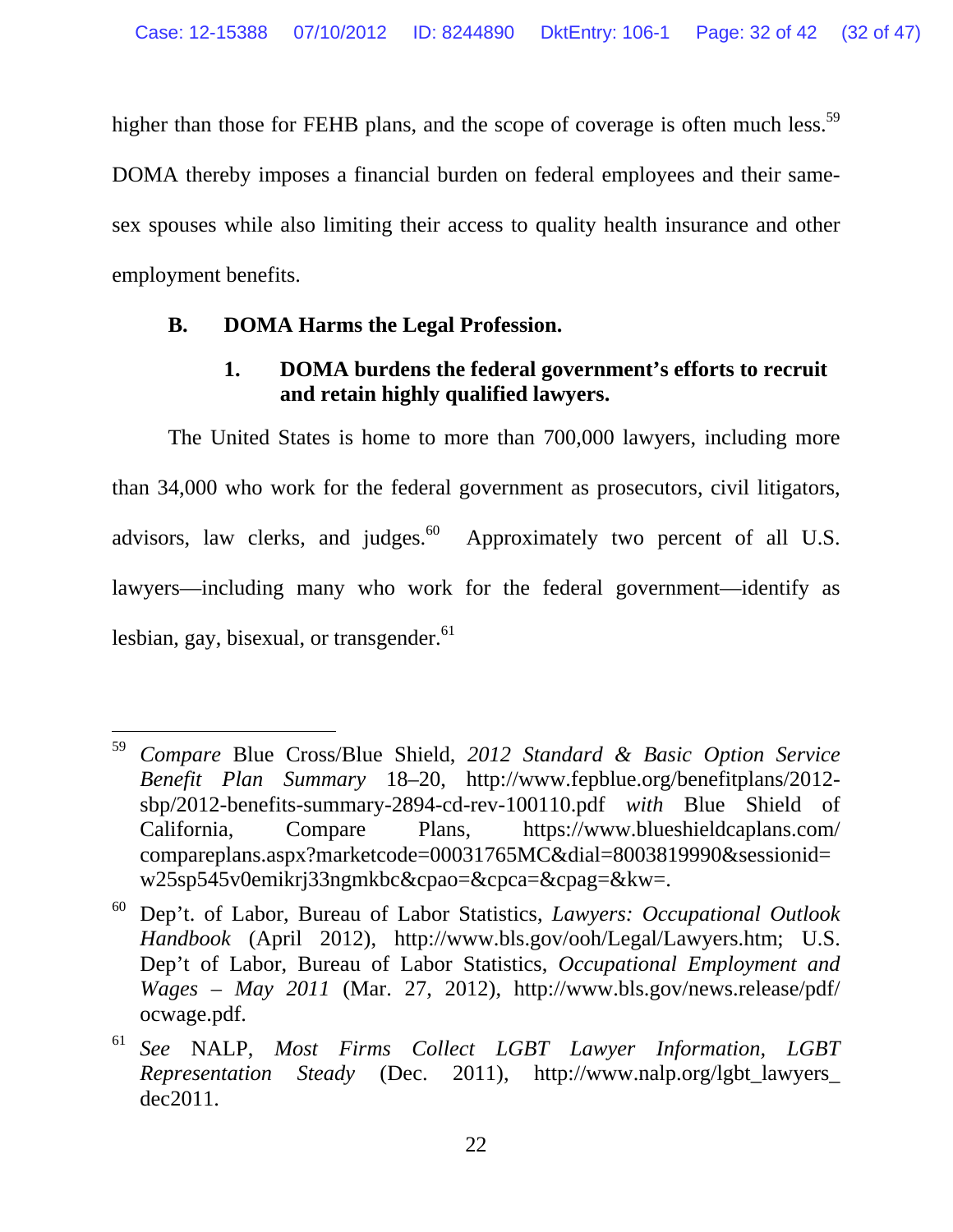higher than those for FEHB plans, and the scope of coverage is often much less.[59] DOMA thereby imposes a financial burden on federal employees and their same-sex spouses while also limiting their access to quality health insurance and other employment benefits.

### B. DOMA Harms the Legal Profession.

#### 1. DOMA burdens the federal government's efforts to recruit and retain highly qualified lawyers.

The United States is home to more than 700,000 lawyers, including more than 34,000 who work for the federal government as prosecutors, civil litigators, advisors, law clerks, and judges.[60] Approximately two percent of all U.S. lawyers—including many who work for the federal government—identify as lesbian, gay, bisexual, or transgender.[61]

---

[59] *Compare* Blue Cross/Blue Shield, *2012 Standard & Basic Option Service Benefit Plan Summary* 18–20, http://www.fepblue.org/benefitplans/2012-sbp/2012-benefits-summary-2894-cd-rev-100110.pdf *with* Blue Shield of California, Compare Plans, https://www.blueshieldcaplans.com/compareplans.aspx?marketcode=00031765MC&dial=8003819990&sessionid=w25sp545v0emikrj33ngmkbc&cpao=&cpca=&cpag=&kw=.

[60] Dep't. of Labor, Bureau of Labor Statistics, *Lawyers: Occupational Outlook Handbook* (April 2012), http://www.bls.gov/ooh/Legal/Lawyers.htm; U.S. Dep't of Labor, Bureau of Labor Statistics, *Occupational Employment and Wages – May 2011* (Mar. 27, 2012), http://www.bls.gov/news.release/pdf/ocwage.pdf.

[61] *See* NALP, *Most Firms Collect LGBT Lawyer Information, LGBT Representation Steady* (Dec. 2011), http://www.nalp.org/lgbt_lawyers_dec2011.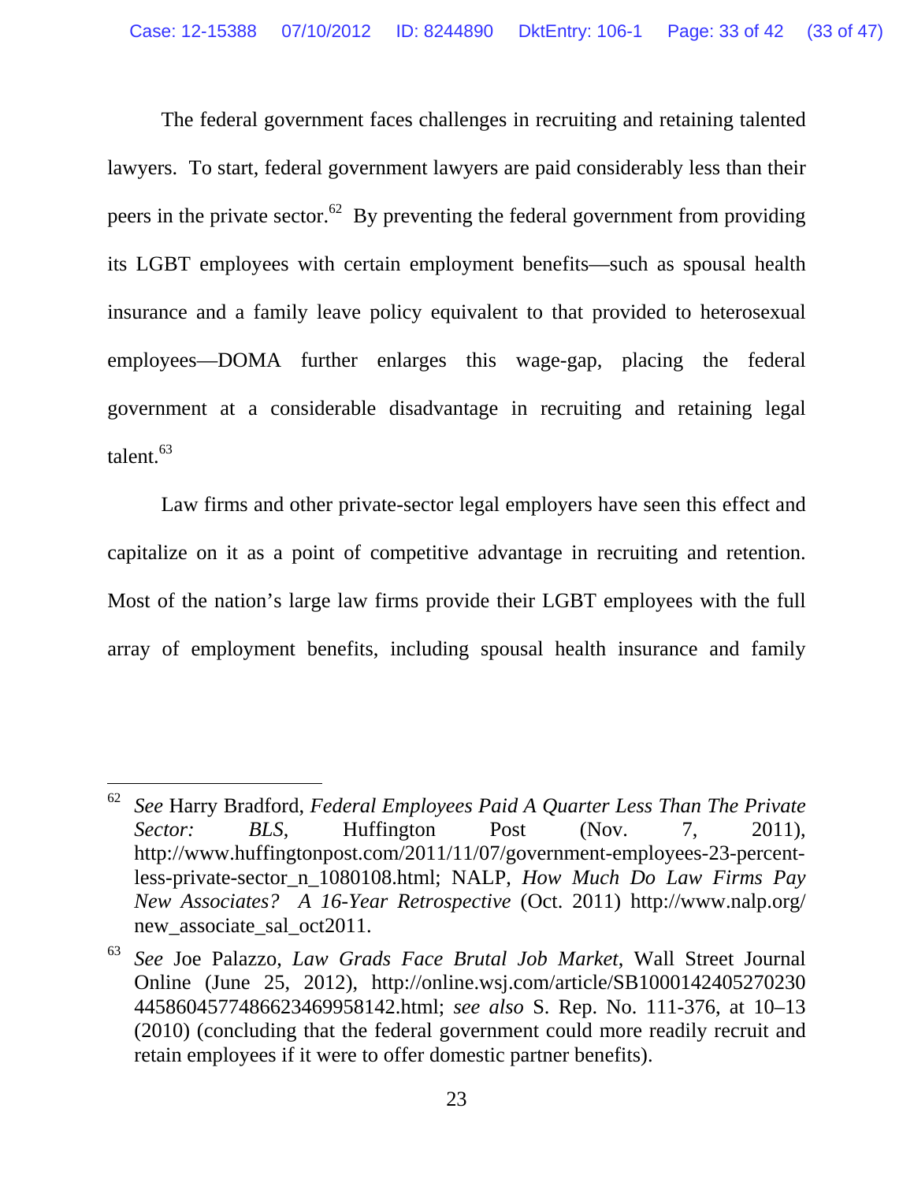The federal government faces challenges in recruiting and retaining talented lawyers. To start, federal government lawyers are paid considerably less than their peers in the private sector.[62] By preventing the federal government from providing its LGBT employees with certain employment benefits—such as spousal health insurance and a family leave policy equivalent to that provided to heterosexual employees—DOMA further enlarges this wage-gap, placing the federal government at a considerable disadvantage in recruiting and retaining legal talent.[63]

Law firms and other private-sector legal employers have seen this effect and capitalize on it as a point of competitive advantage in recruiting and retention. Most of the nation's large law firms provide their LGBT employees with the full array of employment benefits, including spousal health insurance and family

---

[62] *See* Harry Bradford, *Federal Employees Paid A Quarter Less Than The Private Sector: BLS*, Huffington Post (Nov. 7, 2011), http://www.huffingtonpost.com/2011/11/07/government-employees-23-percent-less-private-sector_n_1080108.html; NALP, *How Much Do Law Firms Pay New Associates? A 16-Year Retrospective* (Oct. 2011) http://www.nalp.org/new_associate_sal_oct2011.

[63] *See* Joe Palazzo, *Law Grads Face Brutal Job Market*, Wall Street Journal Online (June 25, 2012), http://online.wsj.com/article/SB10001424052702304458604577486623469958142.html; *see also* S. Rep. No. 111-376, at 10–13 (2010) (concluding that the federal government could more readily recruit and retain employees if it were to offer domestic partner benefits).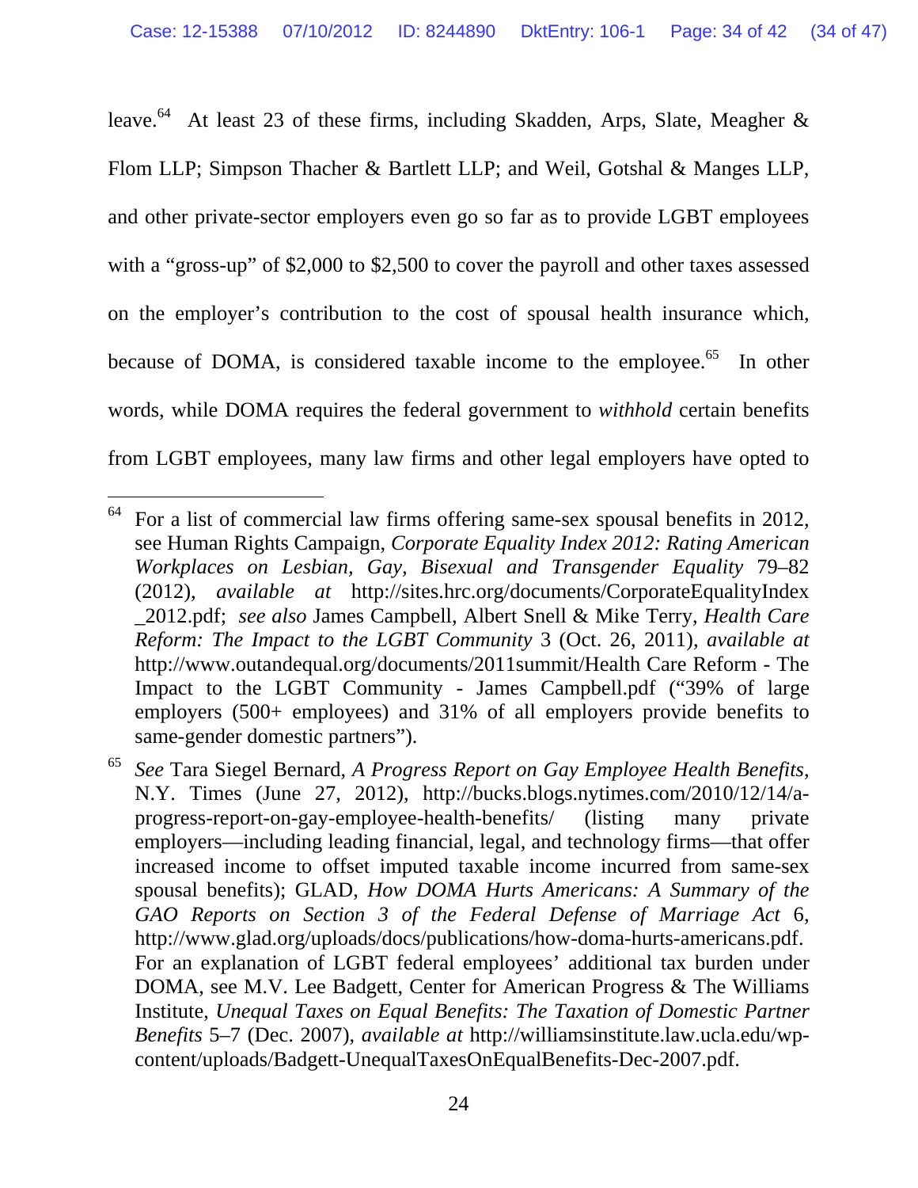leave.[64] At least 23 of these firms, including Skadden, Arps, Slate, Meagher & Flom LLP; Simpson Thacher & Bartlett LLP; and Weil, Gotshal & Manges LLP, and other private-sector employers even go so far as to provide LGBT employees with a "gross-up" of $2,000 to $2,500 to cover the payroll and other taxes assessed on the employer's contribution to the cost of spousal health insurance which, because of DOMA, is considered taxable income to the employee.[65] In other words, while DOMA requires the federal government to *withhold* certain benefits from LGBT employees, many law firms and other legal employers have opted to

---

[64] For a list of commercial law firms offering same-sex spousal benefits in 2012, see Human Rights Campaign, *Corporate Equality Index 2012: Rating American Workplaces on Lesbian, Gay, Bisexual and Transgender Equality* 79–82 (2012), *available at* http://sites.hrc.org/documents/CorporateEqualityIndex_2012.pdf; *see also* James Campbell, Albert Snell & Mike Terry, *Health Care Reform: The Impact to the LGBT Community* 3 (Oct. 26, 2011), *available at* http://www.outandequal.org/documents/2011summit/Health Care Reform - The Impact to the LGBT Community - James Campbell.pdf ("39% of large employers (500+ employees) and 31% of all employers provide benefits to same-gender domestic partners").

[65] *See* Tara Siegel Bernard, *A Progress Report on Gay Employee Health Benefits*, N.Y. Times (June 27, 2012), http://bucks.blogs.nytimes.com/2010/12/14/a-progress-report-on-gay-employee-health-benefits/ (listing many private employers—including leading financial, legal, and technology firms—that offer increased income to offset imputed taxable income incurred from same-sex spousal benefits); GLAD, *How DOMA Hurts Americans: A Summary of the GAO Reports on Section 3 of the Federal Defense of Marriage Act* 6, http://www.glad.org/uploads/docs/publications/how-doma-hurts-americans.pdf. For an explanation of LGBT federal employees' additional tax burden under DOMA, see M.V. Lee Badgett, Center for American Progress & The Williams Institute, *Unequal Taxes on Equal Benefits: The Taxation of Domestic Partner Benefits* 5–7 (Dec. 2007), *available at* http://williamsinstitute.law.ucla.edu/wp-content/uploads/Badgett-UnequalTaxesOnEqualBenefits-Dec-2007.pdf.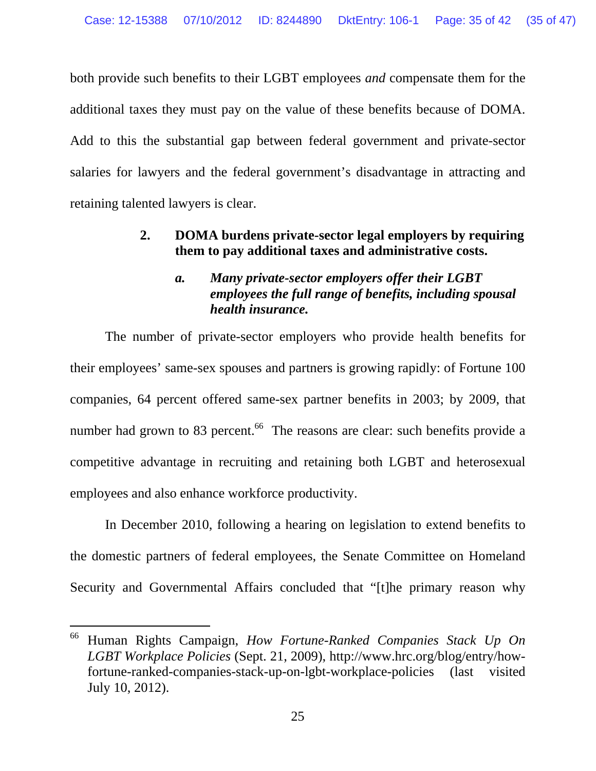both provide such benefits to their LGBT employees *and* compensate them for the additional taxes they must pay on the value of these benefits because of DOMA. Add to this the substantial gap between federal government and private-sector salaries for lawyers and the federal government's disadvantage in attracting and retaining talented lawyers is clear.

### 2. DOMA burdens private-sector legal employers by requiring them to pay additional taxes and administrative costs.

#### *a. Many private-sector employers offer their LGBT employees the full range of benefits, including spousal health insurance.*

The number of private-sector employers who provide health benefits for their employees' same-sex spouses and partners is growing rapidly: of Fortune 100 companies, 64 percent offered same-sex partner benefits in 2003; by 2009, that number had grown to 83 percent.[66] The reasons are clear: such benefits provide a competitive advantage in recruiting and retaining both LGBT and heterosexual employees and also enhance workforce productivity.

In December 2010, following a hearing on legislation to extend benefits to the domestic partners of federal employees, the Senate Committee on Homeland Security and Governmental Affairs concluded that "[t]he primary reason why

---

[66] Human Rights Campaign, *How Fortune-Ranked Companies Stack Up On LGBT Workplace Policies* (Sept. 21, 2009), http://www.hrc.org/blog/entry/how-fortune-ranked-companies-stack-up-on-lgbt-workplace-policies (last visited July 10, 2012).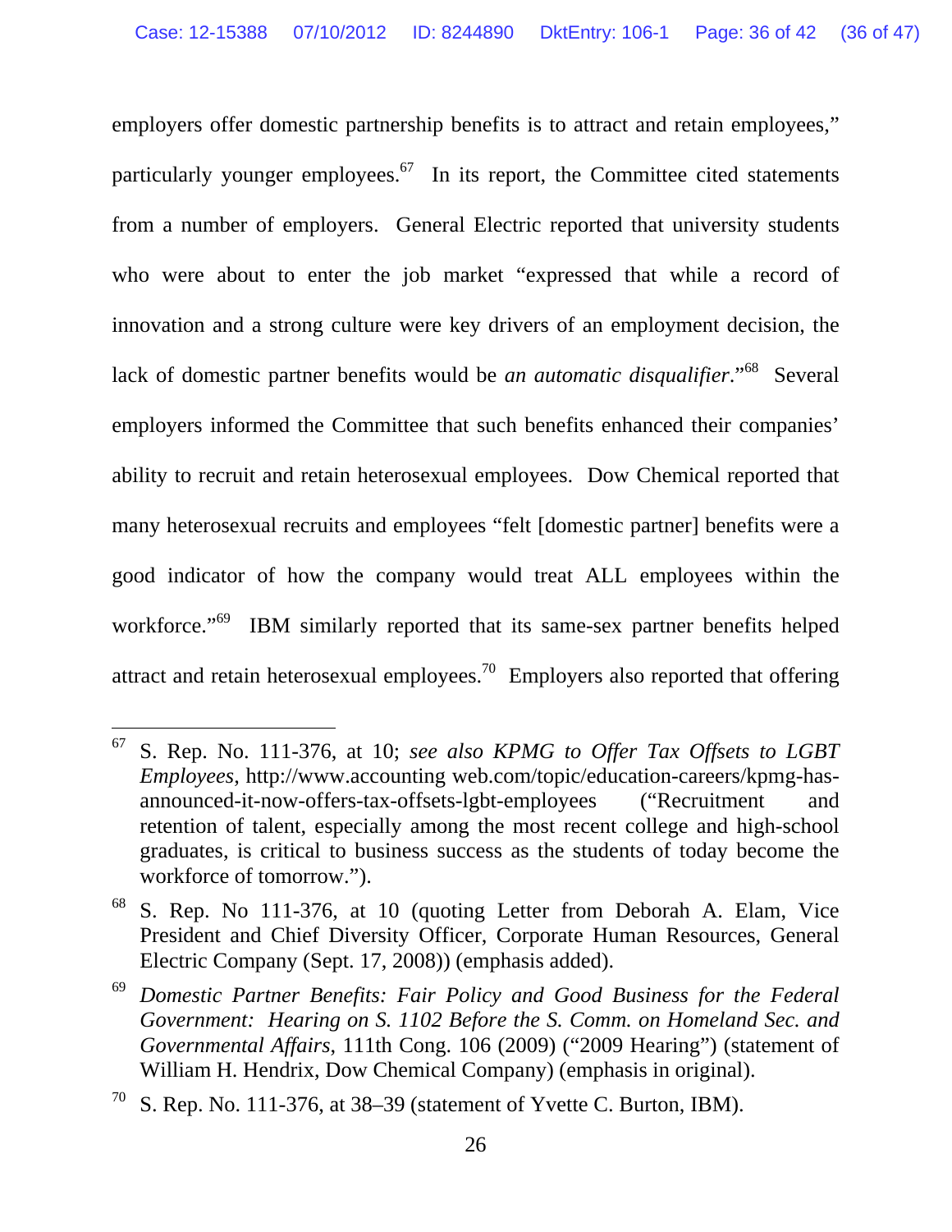employers offer domestic partnership benefits is to attract and retain employees," particularly younger employees.[67] In its report, the Committee cited statements from a number of employers. General Electric reported that university students who were about to enter the job market "expressed that while a record of innovation and a strong culture were key drivers of an employment decision, the lack of domestic partner benefits would be *an automatic disqualifier*."[68] Several employers informed the Committee that such benefits enhanced their companies' ability to recruit and retain heterosexual employees. Dow Chemical reported that many heterosexual recruits and employees "felt [domestic partner] benefits were a good indicator of how the company would treat ALL employees within the workforce."[69] IBM similarly reported that its same-sex partner benefits helped attract and retain heterosexual employees.[70] Employers also reported that offering

---

[67] S. Rep. No. 111-376, at 10; *see also KPMG to Offer Tax Offsets to LGBT Employees*, http://www.accounting web.com/topic/education-careers/kpmg-has-announced-it-now-offers-tax-offsets-lgbt-employees ("Recruitment and retention of talent, especially among the most recent college and high-school graduates, is critical to business success as the students of today become the workforce of tomorrow.").

[68] S. Rep. No 111-376, at 10 (quoting Letter from Deborah A. Elam, Vice President and Chief Diversity Officer, Corporate Human Resources, General Electric Company (Sept. 17, 2008)) (emphasis added).

[69] *Domestic Partner Benefits: Fair Policy and Good Business for the Federal Government: Hearing on S. 1102 Before the S. Comm. on Homeland Sec. and Governmental Affairs*, 111th Cong. 106 (2009) ("2009 Hearing") (statement of William H. Hendrix, Dow Chemical Company) (emphasis in original).

[70] S. Rep. No. 111-376, at 38–39 (statement of Yvette C. Burton, IBM).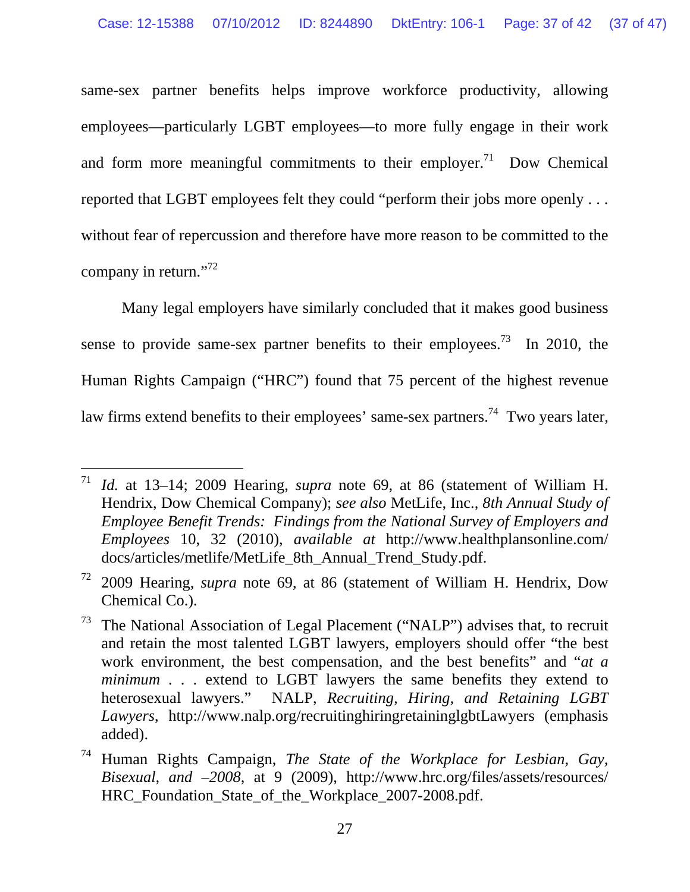same-sex partner benefits helps improve workforce productivity, allowing employees—particularly LGBT employees—to more fully engage in their work and form more meaningful commitments to their employer.[71] Dow Chemical reported that LGBT employees felt they could "perform their jobs more openly . . . without fear of repercussion and therefore have more reason to be committed to the company in return."[72]

Many legal employers have similarly concluded that it makes good business sense to provide same-sex partner benefits to their employees.[73] In 2010, the Human Rights Campaign ("HRC") found that 75 percent of the highest revenue law firms extend benefits to their employees' same-sex partners.[74] Two years later,

---

[71] *Id.* at 13–14; 2009 Hearing, *supra* note 69, at 86 (statement of William H. Hendrix, Dow Chemical Company); *see also* MetLife, Inc., *8th Annual Study of Employee Benefit Trends: Findings from the National Survey of Employers and Employees* 10, 32 (2010), *available at* http://www.healthplansonline.com/docs/articles/metlife/MetLife_8th_Annual_Trend_Study.pdf.

[72] 2009 Hearing, *supra* note 69, at 86 (statement of William H. Hendrix, Dow Chemical Co.).

[73] The National Association of Legal Placement ("NALP") advises that, to recruit and retain the most talented LGBT lawyers, employers should offer "the best work environment, the best compensation, and the best benefits" and "*at a minimum* . . . extend to LGBT lawyers the same benefits they extend to heterosexual lawyers." NALP, *Recruiting, Hiring, and Retaining LGBT Lawyers*, http://www.nalp.org/recruitinghiringretaininglgbtLawyers (emphasis added).

[74] Human Rights Campaign, *The State of the Workplace for Lesbian, Gay, Bisexual, and –2008*, at 9 (2009), http://www.hrc.org/files/assets/resources/HRC_Foundation_State_of_the_Workplace_2007-2008.pdf.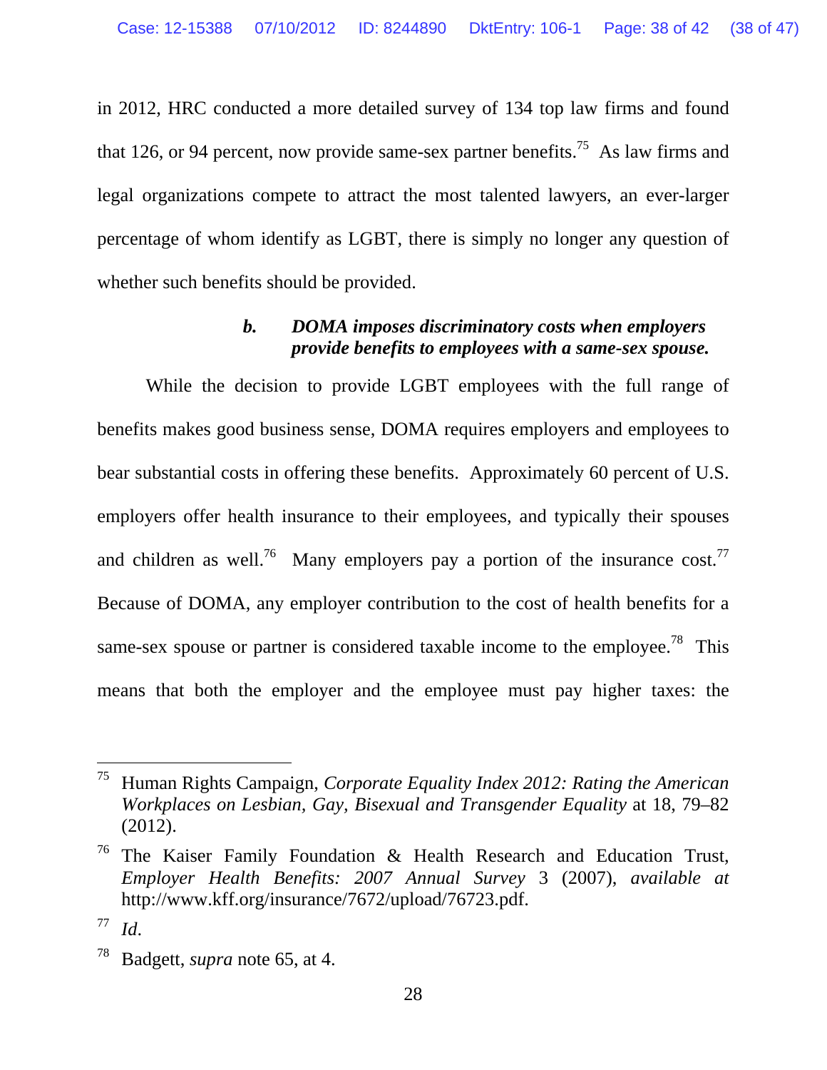in 2012, HRC conducted a more detailed survey of 134 top law firms and found that 126, or 94 percent, now provide same-sex partner benefits.[75] As law firms and legal organizations compete to attract the most talented lawyers, an ever-larger percentage of whom identify as LGBT, there is simply no longer any question of whether such benefits should be provided.

#### *b. DOMA imposes discriminatory costs when employers provide benefits to employees with a same-sex spouse.*

While the decision to provide LGBT employees with the full range of benefits makes good business sense, DOMA requires employers and employees to bear substantial costs in offering these benefits. Approximately 60 percent of U.S. employers offer health insurance to their employees, and typically their spouses and children as well.[76] Many employers pay a portion of the insurance cost.[77] Because of DOMA, any employer contribution to the cost of health benefits for a same-sex spouse or partner is considered taxable income to the employee.[78] This means that both the employer and the employee must pay higher taxes: the

---

[75] Human Rights Campaign, *Corporate Equality Index 2012: Rating the American Workplaces on Lesbian, Gay, Bisexual and Transgender Equality* at 18, 79–82 (2012).

[76] The Kaiser Family Foundation & Health Research and Education Trust, *Employer Health Benefits: 2007 Annual Survey* 3 (2007), *available at* http://www.kff.org/insurance/7672/upload/76723.pdf.

[77] *Id*.

[78] Badgett, *supra* note 65, at 4.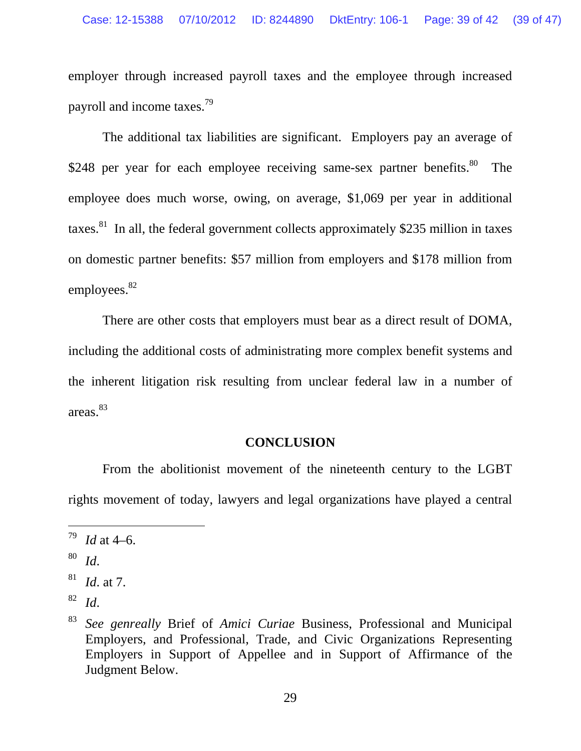employer through increased payroll taxes and the employee through increased payroll and income taxes.[79]

The additional tax liabilities are significant. Employers pay an average of $248 per year for each employee receiving same-sex partner benefits.[80] The employee does much worse, owing, on average, $1,069 per year in additional taxes.[81] In all, the federal government collects approximately $235 million in taxes on domestic partner benefits: $57 million from employers and $178 million from employees.[82]

There are other costs that employers must bear as a direct result of DOMA, including the additional costs of administrating more complex benefit systems and the inherent litigation risk resulting from unclear federal law in a number of areas.[83]

## CONCLUSION

From the abolitionist movement of the nineteenth century to the LGBT rights movement of today, lawyers and legal organizations have played a central

---

[79] *Id* at 4–6.

[80] *Id*.

[81] *Id*. at 7.

[82] *Id*.

[83] *See genreally* Brief of *Amici Curiae* Business, Professional and Municipal Employers, and Professional, Trade, and Civic Organizations Representing Employers in Support of Appellee and in Support of Affirmance of the Judgment Below.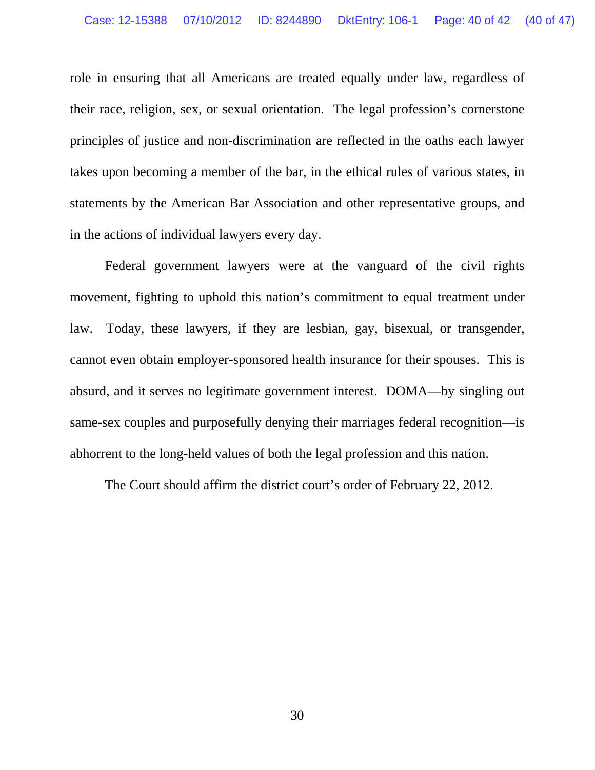role in ensuring that all Americans are treated equally under law, regardless of their race, religion, sex, or sexual orientation. The legal profession's cornerstone principles of justice and non-discrimination are reflected in the oaths each lawyer takes upon becoming a member of the bar, in the ethical rules of various states, in statements by the American Bar Association and other representative groups, and in the actions of individual lawyers every day.

Federal government lawyers were at the vanguard of the civil rights movement, fighting to uphold this nation's commitment to equal treatment under law. Today, these lawyers, if they are lesbian, gay, bisexual, or transgender, cannot even obtain employer-sponsored health insurance for their spouses. This is absurd, and it serves no legitimate government interest. DOMA—by singling out same-sex couples and purposefully denying their marriages federal recognition—is abhorrent to the long-held values of both the legal profession and this nation.

The Court should affirm the district court's order of February 22, 2012.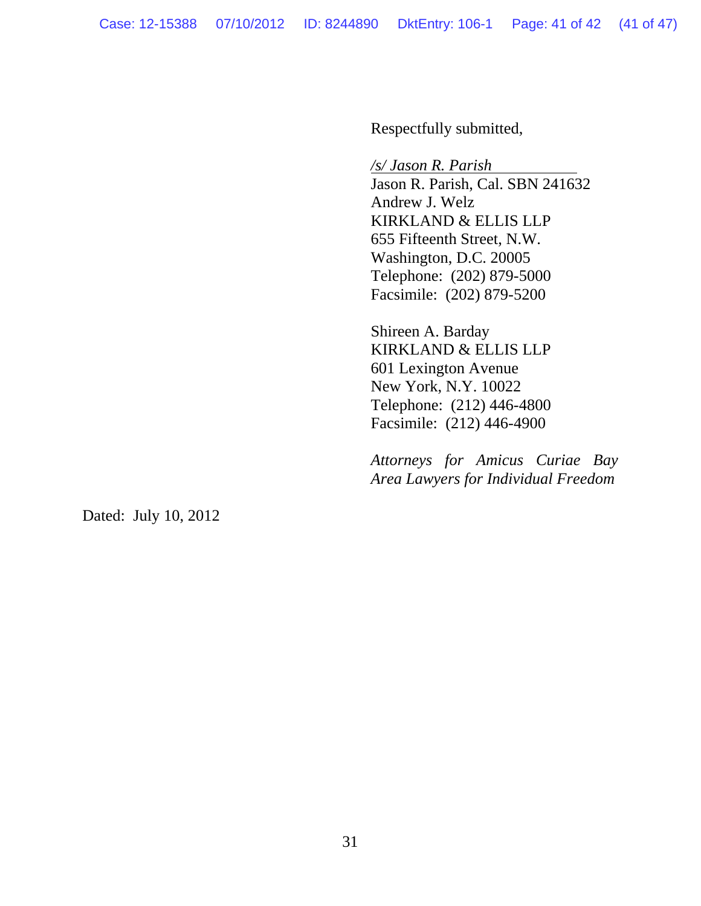Respectfully submitted,

*/s/ Jason R. Parish*
Jason R. Parish, Cal. SBN 241632
Andrew J. Welz
KIRKLAND & ELLIS LLP
655 Fifteenth Street, N.W.
Washington, D.C. 20005
Telephone: (202) 879-5000
Facsimile: (202) 879-5200

Shireen A. Barday
KIRKLAND & ELLIS LLP
601 Lexington Avenue
New York, N.Y. 10022
Telephone: (212) 446-4800
Facsimile: (212) 446-4900

*Attorneys for Amicus Curiae Bay Area Lawyers for Individual Freedom*

Dated: July 10, 2012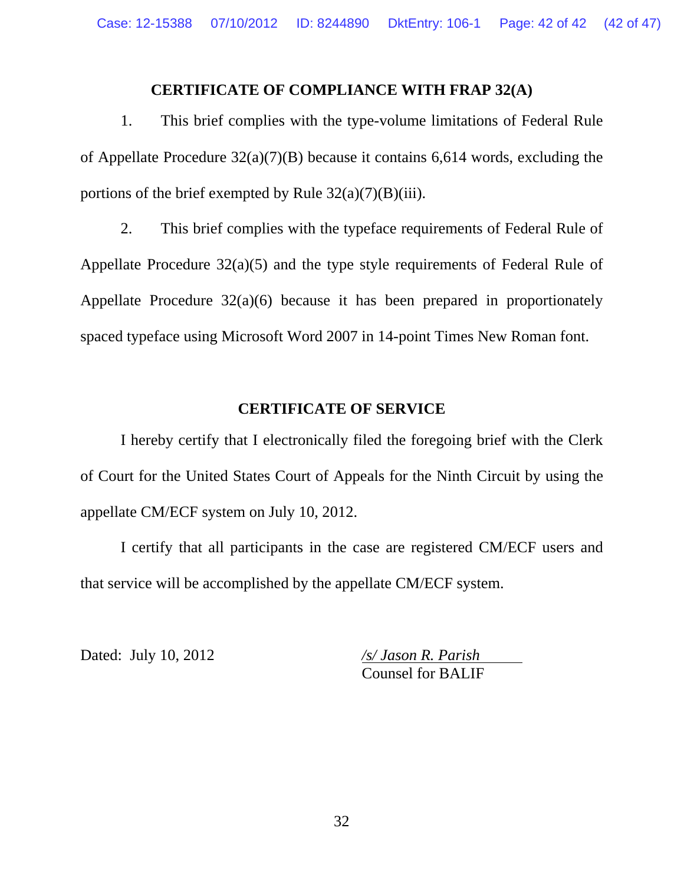## CERTIFICATE OF COMPLIANCE WITH FRAP 32(A)

1. This brief complies with the type-volume limitations of Federal Rule of Appellate Procedure 32(a)(7)(B) because it contains 6,614 words, excluding the portions of the brief exempted by Rule 32(a)(7)(B)(iii).

2. This brief complies with the typeface requirements of Federal Rule of Appellate Procedure 32(a)(5) and the type style requirements of Federal Rule of Appellate Procedure 32(a)(6) because it has been prepared in proportionately spaced typeface using Microsoft Word 2007 in 14-point Times New Roman font.

## CERTIFICATE OF SERVICE

I hereby certify that I electronically filed the foregoing brief with the Clerk of Court for the United States Court of Appeals for the Ninth Circuit by using the appellate CM/ECF system on July 10, 2012.

I certify that all participants in the case are registered CM/ECF users and that service will be accomplished by the appellate CM/ECF system.

Dated: July 10, 2012

*/s/ Jason R. Parish*
Counsel for BALIF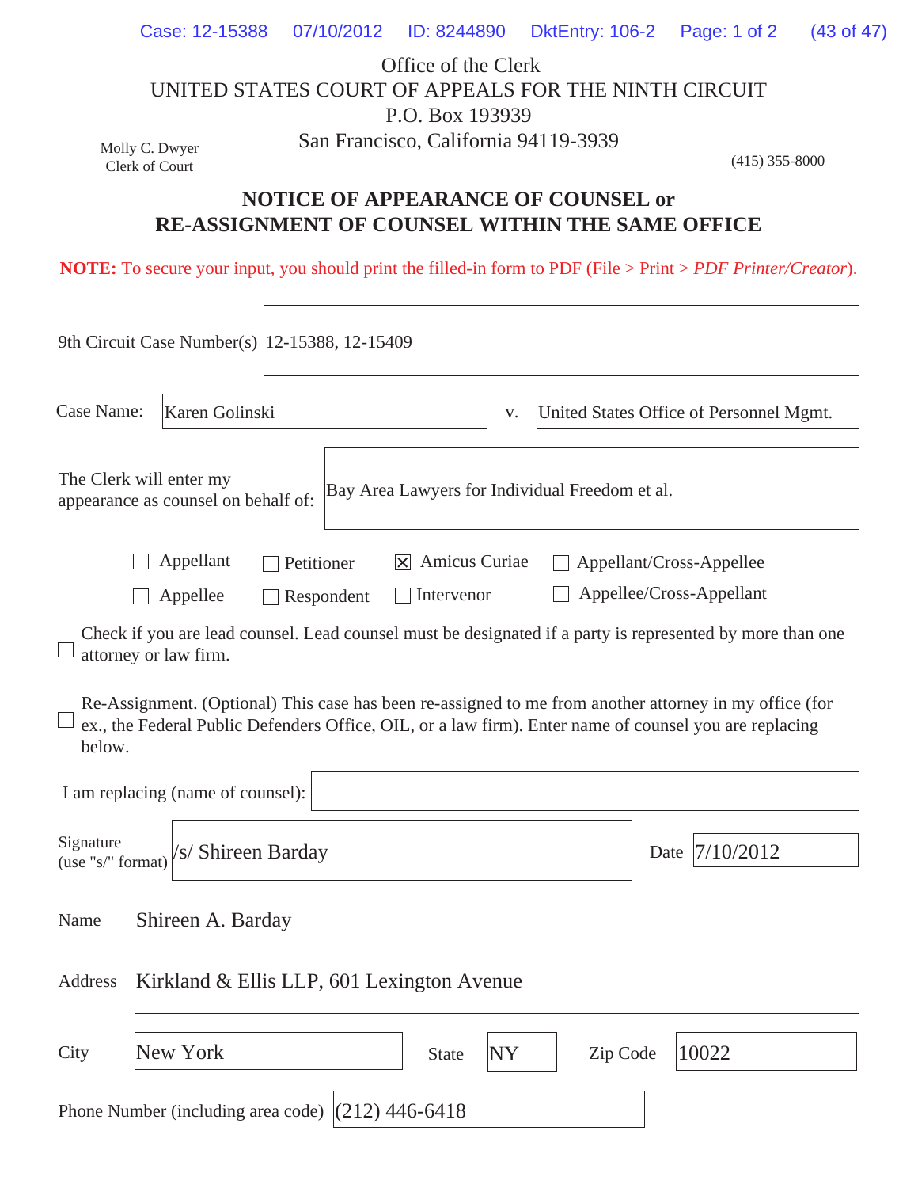Office of the Clerk
UNITED STATES COURT OF APPEALS FOR THE NINTH CIRCUIT
P.O. Box 193939
San Francisco, California 94119-3939

Molly C. Dwyer
Clerk of Court

(415) 355-8000

## NOTICE OF APPEARANCE OF COUNSEL or RE-ASSIGNMENT OF COUNSEL WITHIN THE SAME OFFICE

**NOTE:** To secure your input, you should print the filled-in form to PDF (File > Print > *PDF Printer/Creator*).

9th Circuit Case Number(s): 12-15388, 12-15409

Case Name: Karen Golinski v. United States Office of Personnel Mgmt.

The Clerk will enter my appearance as counsel on behalf of: Bay Area Lawyers for Individual Freedom et al.

- ☐ Appellant
- ☐ Petitioner
- ☒ Amicus Curiae
- ☐ Appellant/Cross-Appellee
- ☐ Appellee
- ☐ Respondent
- ☐ Intervenor
- ☐ Appellee/Cross-Appellant

☐ Check if you are lead counsel. Lead counsel must be designated if a party is represented by more than one attorney or law firm.

☐ Re-Assignment. (Optional) This case has been re-assigned to me from another attorney in my office (for ex., the Federal Public Defenders Office, OIL, or a law firm). Enter name of counsel you are replacing below.

I am replacing (name of counsel):

Signature (use "s/" format): /s/ Shireen Barday

Date: 7/10/2012

Name: Shireen A. Barday

Address: Kirkland & Ellis LLP, 601 Lexington Avenue

City: New York State: NY Zip Code: 10022

Phone Number (including area code): (212) 446-6418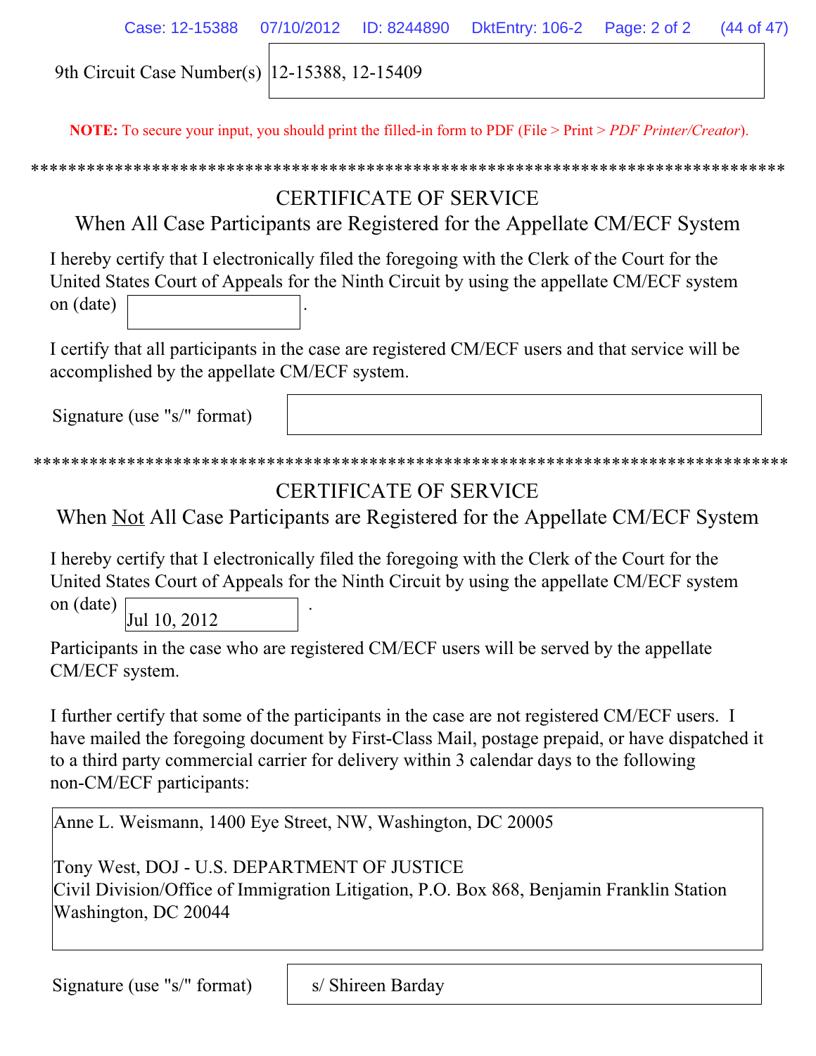9th Circuit Case Number(s) 12-15388, 12-15409

**NOTE:** To secure your input, you should print the filled-in form to PDF (File > Print > *PDF Printer/Creator*).

*********************************************************************************

## CERTIFICATE OF SERVICE
## When All Case Participants are Registered for the Appellate CM/ECF System

I hereby certify that I electronically filed the foregoing with the Clerk of the Court for the United States Court of Appeals for the Ninth Circuit by using the appellate CM/ECF system on (date) ____________.

I certify that all participants in the case are registered CM/ECF users and that service will be accomplished by the appellate CM/ECF system.

Signature (use "s/" format) ____________

*********************************************************************************

## CERTIFICATE OF SERVICE
## When Not All Case Participants are Registered for the Appellate CM/ECF System

I hereby certify that I electronically filed the foregoing with the Clerk of the Court for the United States Court of Appeals for the Ninth Circuit by using the appellate CM/ECF system on (date) Jul 10, 2012.

Participants in the case who are registered CM/ECF users will be served by the appellate CM/ECF system.

I further certify that some of the participants in the case are not registered CM/ECF users. I have mailed the foregoing document by First-Class Mail, postage prepaid, or have dispatched it to a third party commercial carrier for delivery within 3 calendar days to the following non-CM/ECF participants:

Anne L. Weismann, 1400 Eye Street, NW, Washington, DC 20005

Tony West, DOJ - U.S. DEPARTMENT OF JUSTICE
Civil Division/Office of Immigration Litigation, P.O. Box 868, Benjamin Franklin Station
Washington, DC 20044

Signature (use "s/" format) s/ Shireen Barday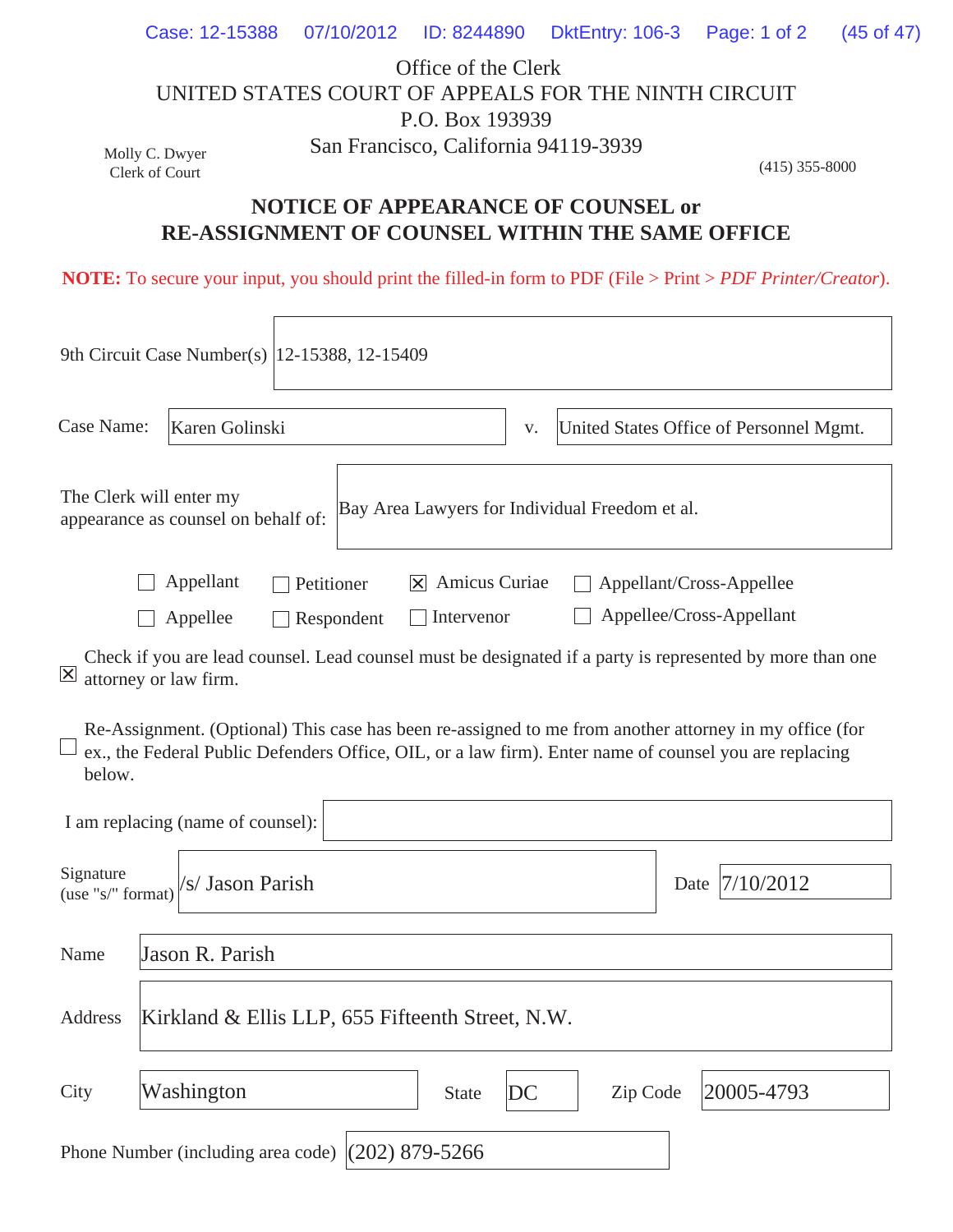Office of the Clerk
UNITED STATES COURT OF APPEALS FOR THE NINTH CIRCUIT
P.O. Box 193939
San Francisco, California 94119-3939

Molly C. Dwyer
Clerk of Court

(415) 355-8000

## NOTICE OF APPEARANCE OF COUNSEL or RE-ASSIGNMENT OF COUNSEL WITHIN THE SAME OFFICE

**NOTE:** To secure your input, you should print the filled-in form to PDF (File > Print > *PDF Printer/Creator*).

9th Circuit Case Number(s): 12-15388, 12-15409

Case Name: Karen Golinski v. United States Office of Personnel Mgmt.

The Clerk will enter my appearance as counsel on behalf of: Bay Area Lawyers for Individual Freedom et al.

- [ ] Appellant
- [ ] Petitioner
- [x] Amicus Curiae
- [ ] Appellant/Cross-Appellee
- [ ] Appellee
- [ ] Respondent
- [ ] Intervenor
- [ ] Appellee/Cross-Appellant

- [x] Check if you are lead counsel. Lead counsel must be designated if a party is represented by more than one attorney or law firm.

- [ ] Re-Assignment. (Optional) This case has been re-assigned to me from another attorney in my office (for ex., the Federal Public Defenders Office, OIL, or a law firm). Enter name of counsel you are replacing below.

I am replacing (name of counsel):

Signature (use "s/" format): /s/ Jason Parish

Date: 7/10/2012

Name: Jason R. Parish

Address: Kirkland & Ellis LLP, 655 Fifteenth Street, N.W.

City: Washington

State: DC

Zip Code: 20005-4793

Phone Number (including area code): (202) 879-5266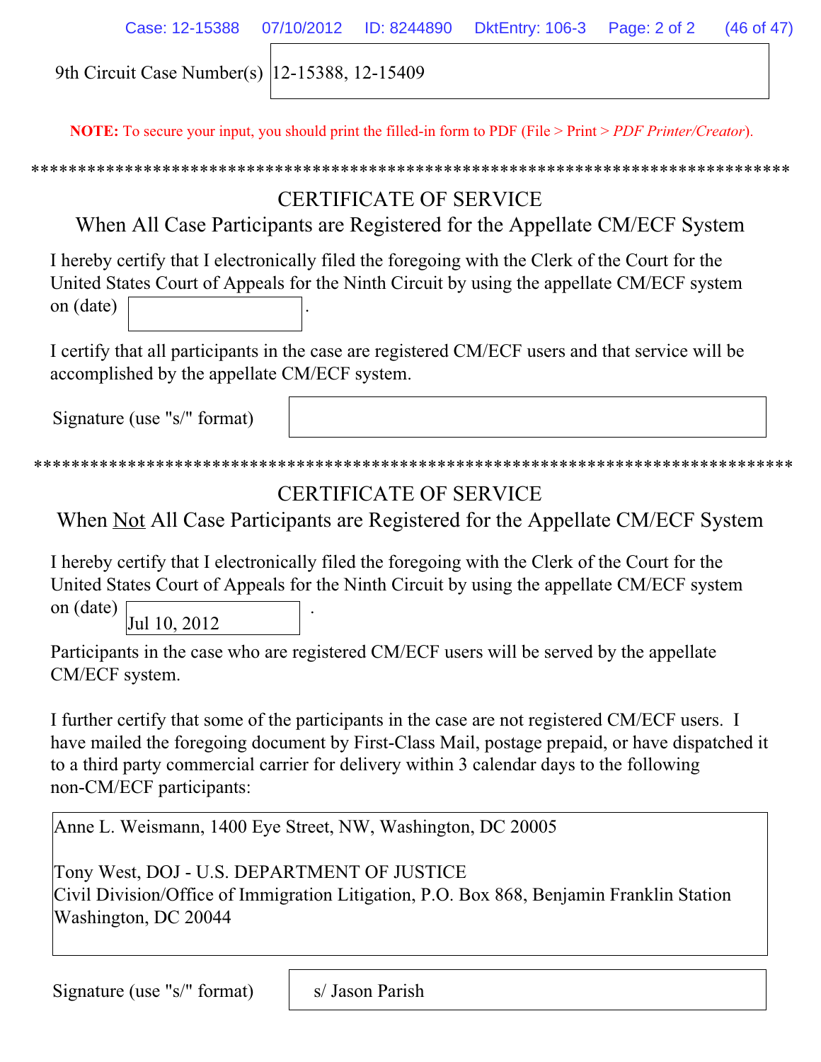9th Circuit Case Number(s) 12-15388, 12-15409

**NOTE:** To secure your input, you should print the filled-in form to PDF (File > Print > *PDF Printer/Creator*).

*********************************************************************************

## CERTIFICATE OF SERVICE
### When All Case Participants are Registered for the Appellate CM/ECF System

I hereby certify that I electronically filed the foregoing with the Clerk of the Court for the United States Court of Appeals for the Ninth Circuit by using the appellate CM/ECF system on (date) ____________.

I certify that all participants in the case are registered CM/ECF users and that service will be accomplished by the appellate CM/ECF system.

Signature (use "s/" format) ____________

*********************************************************************************

## CERTIFICATE OF SERVICE
### When Not All Case Participants are Registered for the Appellate CM/ECF System

I hereby certify that I electronically filed the foregoing with the Clerk of the Court for the United States Court of Appeals for the Ninth Circuit by using the appellate CM/ECF system on (date) Jul 10, 2012.

Participants in the case who are registered CM/ECF users will be served by the appellate CM/ECF system.

I further certify that some of the participants in the case are not registered CM/ECF users. I have mailed the foregoing document by First-Class Mail, postage prepaid, or have dispatched it to a third party commercial carrier for delivery within 3 calendar days to the following non-CM/ECF participants:

Anne L. Weismann, 1400 Eye Street, NW, Washington, DC 20005

Tony West, DOJ - U.S. DEPARTMENT OF JUSTICE
Civil Division/Office of Immigration Litigation, P.O. Box 868, Benjamin Franklin Station
Washington, DC 20044

Signature (use "s/" format) s/ Jason Parish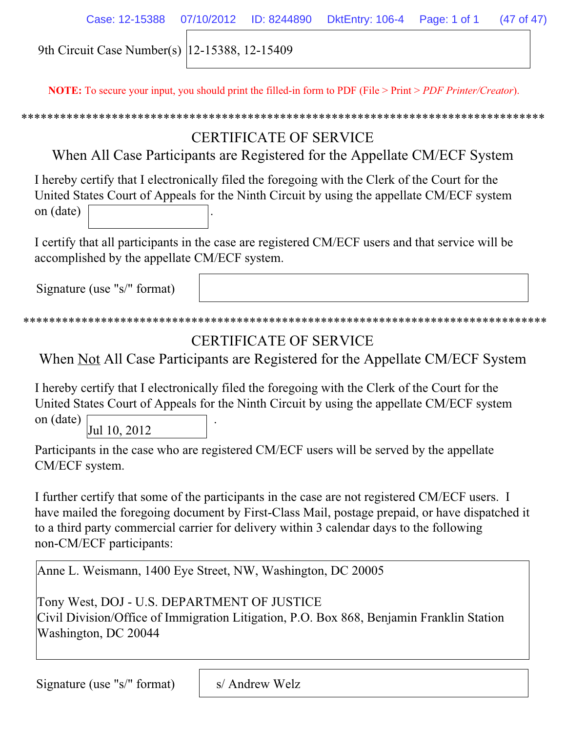9th Circuit Case Number(s) 12-15388, 12-15409

**NOTE:** To secure your input, you should print the filled-in form to PDF (File > Print > *PDF Printer/Creator*).

*********************************************************************************

## CERTIFICATE OF SERVICE
## When All Case Participants are Registered for the Appellate CM/ECF System

I hereby certify that I electronically filed the foregoing with the Clerk of the Court for the United States Court of Appeals for the Ninth Circuit by using the appellate CM/ECF system on (date) ______________.

I certify that all participants in the case are registered CM/ECF users and that service will be accomplished by the appellate CM/ECF system.

Signature (use "s/" format) ______________

*********************************************************************************

## CERTIFICATE OF SERVICE
## When Not All Case Participants are Registered for the Appellate CM/ECF System

I hereby certify that I electronically filed the foregoing with the Clerk of the Court for the United States Court of Appeals for the Ninth Circuit by using the appellate CM/ECF system on (date) Jul 10, 2012.

Participants in the case who are registered CM/ECF users will be served by the appellate CM/ECF system.

I further certify that some of the participants in the case are not registered CM/ECF users. I have mailed the foregoing document by First-Class Mail, postage prepaid, or have dispatched it to a third party commercial carrier for delivery within 3 calendar days to the following non-CM/ECF participants:

Anne L. Weismann, 1400 Eye Street, NW, Washington, DC 20005

Tony West, DOJ - U.S. DEPARTMENT OF JUSTICE
Civil Division/Office of Immigration Litigation, P.O. Box 868, Benjamin Franklin Station
Washington, DC 20044

Signature (use "s/" format) s/ Andrew Welz